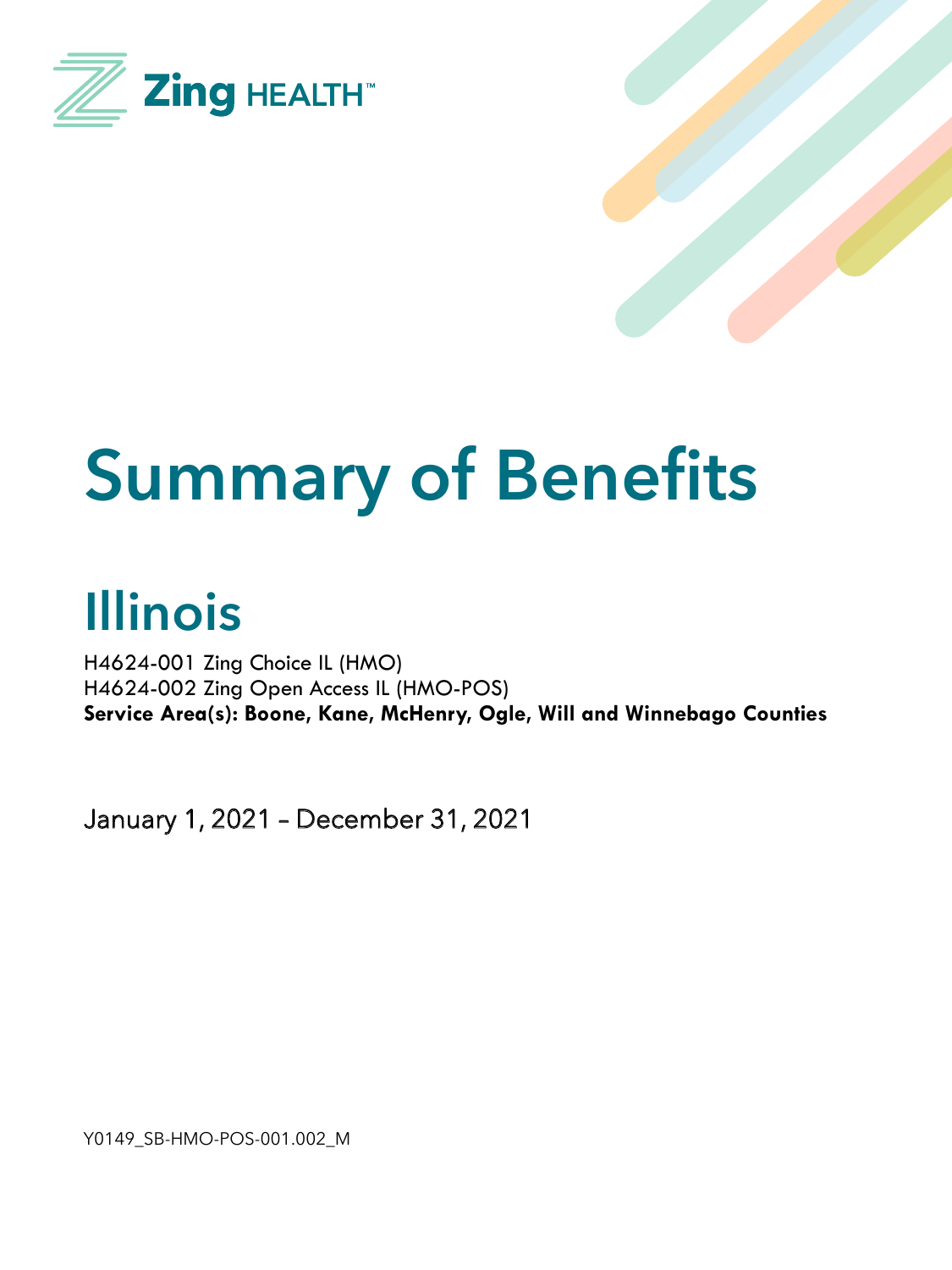Zing HEALTH™

# Summary of Benefits

## Illinois

H4624-001 Zing Choice IL (HMO)
H4624-002 Zing Open Access IL (HMO-POS)
**Service Area(s): Boone, Kane, McHenry, Ogle, Will and Winnebago Counties**

January 1, 2021 – December 31, 2021

Y0149_SB-HMO-POS-001.002_M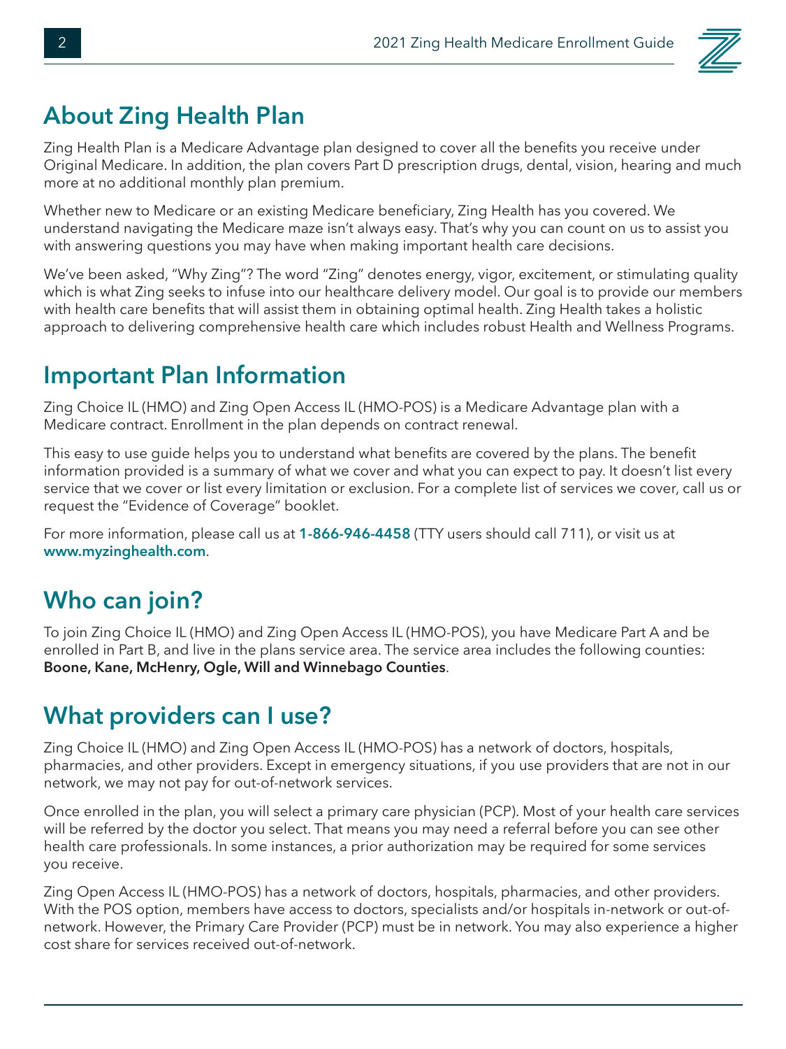## About Zing Health Plan

Zing Health Plan is a Medicare Advantage plan designed to cover all the benefits you receive under Original Medicare. In addition, the plan covers Part D prescription drugs, dental, vision, hearing and much more at no additional monthly plan premium.

Whether new to Medicare or an existing Medicare beneficiary, Zing Health has you covered. We understand navigating the Medicare maze isn't always easy. That's why you can count on us to assist you with answering questions you may have when making important health care decisions.

We've been asked, "Why Zing"? The word "Zing" denotes energy, vigor, excitement, or stimulating quality which is what Zing seeks to infuse into our healthcare delivery model. Our goal is to provide our members with health care benefits that will assist them in obtaining optimal health. Zing Health takes a holistic approach to delivering comprehensive health care which includes robust Health and Wellness Programs.

## Important Plan Information

Zing Choice IL (HMO) and Zing Open Access IL (HMO-POS) is a Medicare Advantage plan with a Medicare contract. Enrollment in the plan depends on contract renewal.

This easy to use guide helps you to understand what benefits are covered by the plans. The benefit information provided is a summary of what we cover and what you can expect to pay. It doesn't list every service that we cover or list every limitation or exclusion. For a complete list of services we cover, call us or request the "Evidence of Coverage" booklet.

For more information, please call us at **1-866-946-4458** (TTY users should call 711), or visit us at **www.myzinghealth.com**.

## Who can join?

To join Zing Choice IL (HMO) and Zing Open Access IL (HMO-POS), you have Medicare Part A and be enrolled in Part B, and live in the plans service area. The service area includes the following counties: **Boone, Kane, McHenry, Ogle, Will and Winnebago Counties**.

## What providers can I use?

Zing Choice IL (HMO) and Zing Open Access IL (HMO-POS) has a network of doctors, hospitals, pharmacies, and other providers. Except in emergency situations, if you use providers that are not in our network, we may not pay for out-of-network services.

Once enrolled in the plan, you will select a primary care physician (PCP). Most of your health care services will be referred by the doctor you select. That means you may need a referral before you can see other health care professionals. In some instances, a prior authorization may be required for some services you receive.

Zing Open Access IL (HMO-POS) has a network of doctors, hospitals, pharmacies, and other providers. With the POS option, members have access to doctors, specialists and/or hospitals in-network or out-of-network. However, the Primary Care Provider (PCP) must be in network. You may also experience a higher cost share for services received out-of-network.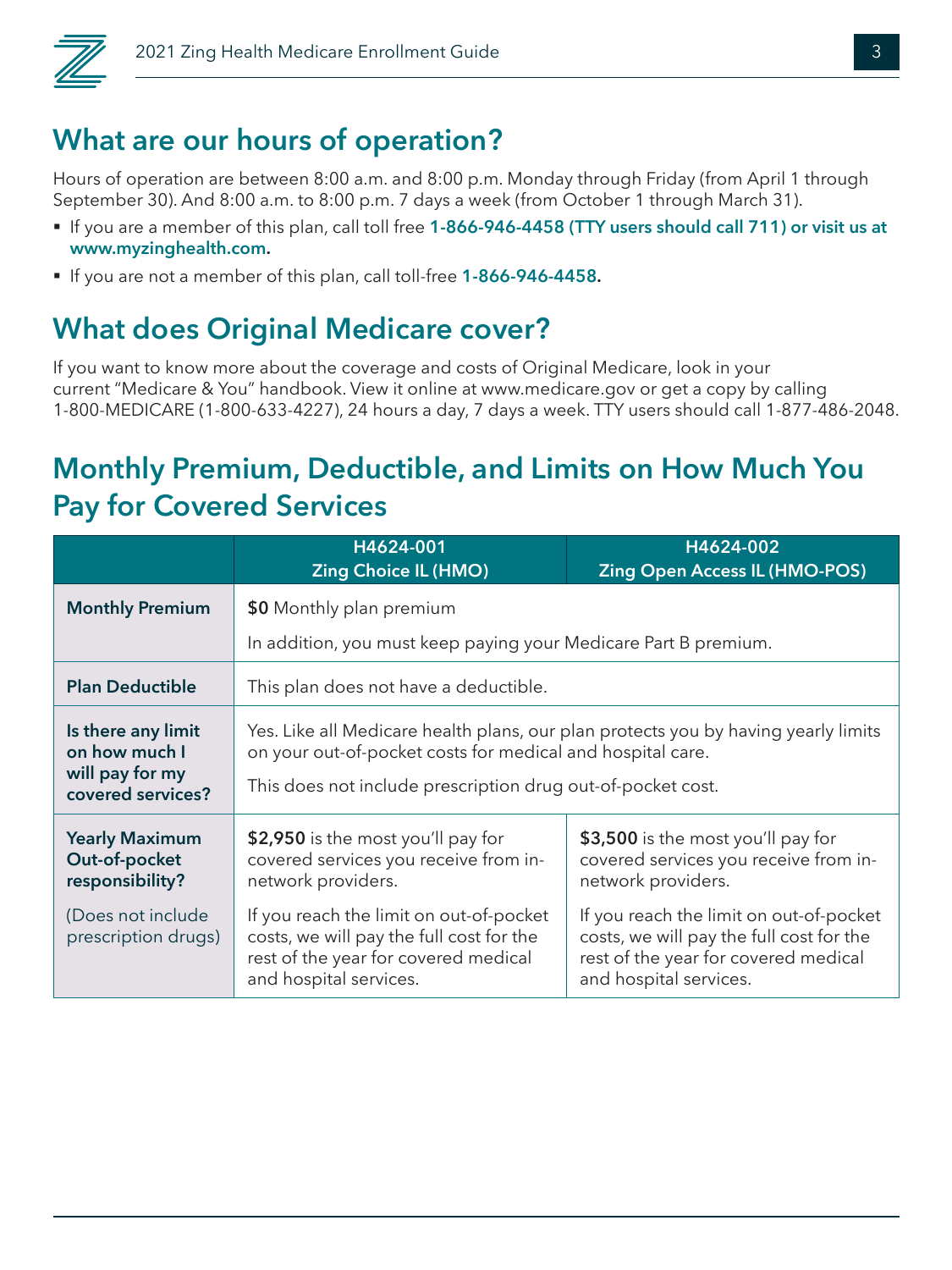## What are our hours of operation?

Hours of operation are between 8:00 a.m. and 8:00 p.m. Monday through Friday (from April 1 through September 30). And 8:00 a.m. to 8:00 p.m. 7 days a week (from October 1 through March 31).

- If you are a member of this plan, call toll free **1-866-946-4458 (TTY users should call 711) or visit us at www.myzinghealth.com.**
- If you are not a member of this plan, call toll-free **1-866-946-4458.**

## What does Original Medicare cover?

If you want to know more about the coverage and costs of Original Medicare, look in your current "Medicare & You" handbook. View it online at www.medicare.gov or get a copy by calling 1-800-MEDICARE (1-800-633-4227), 24 hours a day, 7 days a week. TTY users should call 1-877-486-2048.

## Monthly Premium, Deductible, and Limits on How Much You Pay for Covered Services

| | H4624-001 Zing Choice IL (HMO) | H4624-002 Zing Open Access IL (HMO-POS) |
|---|---|---|
| **Monthly Premium** | **$0** Monthly plan premium<br><br>In addition, you must keep paying your Medicare Part B premium. | |
| **Plan Deductible** | This plan does not have a deductible. | |
| **Is there any limit on how much I will pay for my covered services?** | Yes. Like all Medicare health plans, our plan protects you by having yearly limits on your out-of-pocket costs for medical and hospital care.<br><br>This does not include prescription drug out-of-pocket cost. | |
| **Yearly Maximum Out-of-pocket responsibility?**<br><br>(Does not include prescription drugs) | **$2,950** is the most you'll pay for covered services you receive from in-network providers.<br><br>If you reach the limit on out-of-pocket costs, we will pay the full cost for the rest of the year for covered medical and hospital services. | **$3,500** is the most you'll pay for covered services you receive from in-network providers.<br><br>If you reach the limit on out-of-pocket costs, we will pay the full cost for the rest of the year for covered medical and hospital services. |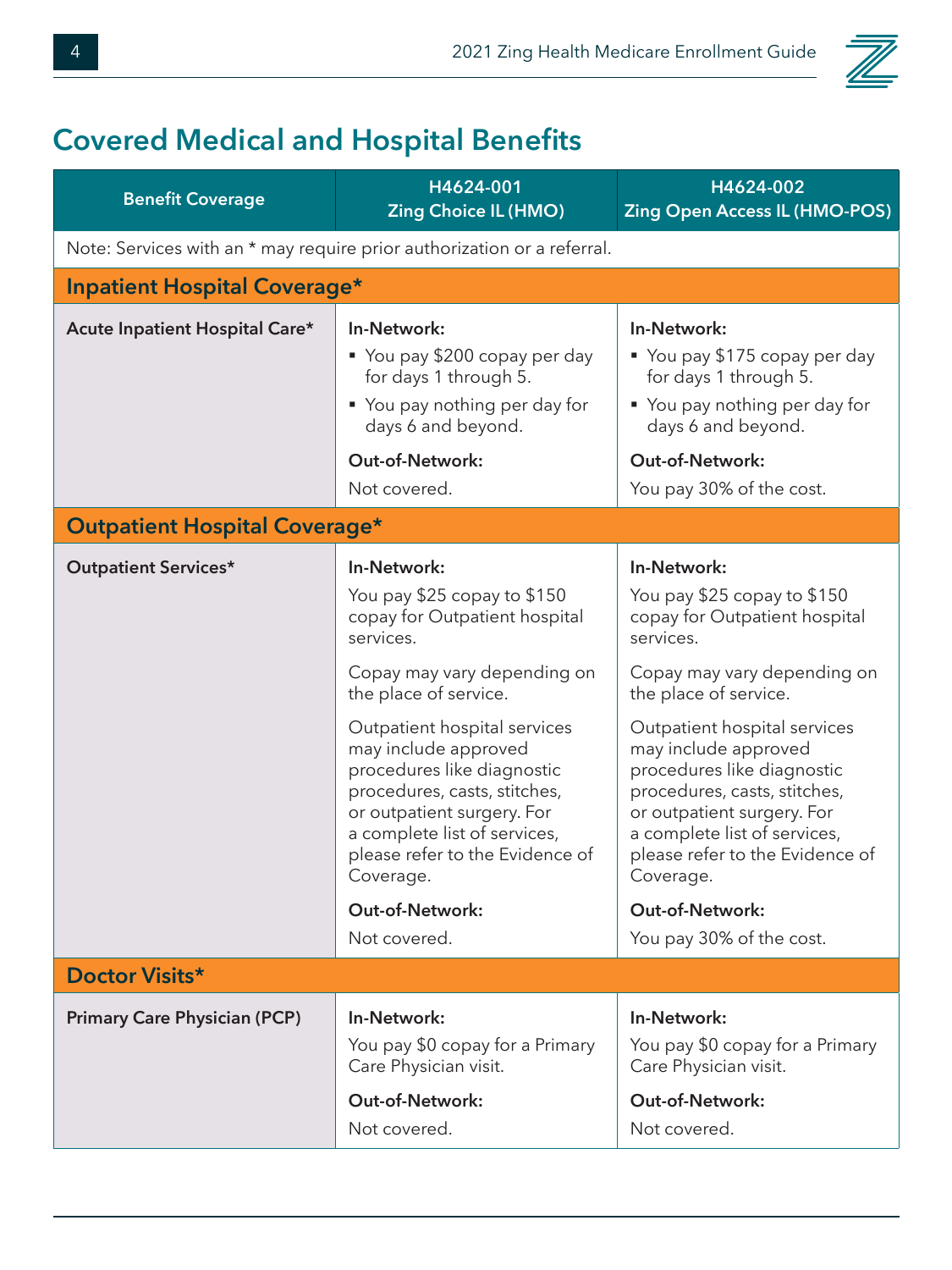## Covered Medical and Hospital Benefits

| Benefit Coverage | H4624-001 Zing Choice IL (HMO) | H4624-002 Zing Open Access IL (HMO-POS) |
|---|---|---|
| Note: Services with an * may require prior authorization or a referral. | | |
| **Inpatient Hospital Coverage*** | | |
| **Acute Inpatient Hospital Care*** | **In-Network:**<br>▪ You pay $200 copay per day for days 1 through 5.<br>▪ You pay nothing per day for days 6 and beyond.<br>**Out-of-Network:**<br>Not covered. | **In-Network:**<br>▪ You pay $175 copay per day for days 1 through 5.<br>▪ You pay nothing per day for days 6 and beyond.<br>**Out-of-Network:**<br>You pay 30% of the cost. |
| **Outpatient Hospital Coverage*** | | |
| **Outpatient Services*** | **In-Network:**<br>You pay $25 copay to $150 copay for Outpatient hospital services.<br>Copay may vary depending on the place of service.<br>Outpatient hospital services may include approved procedures like diagnostic procedures, casts, stitches, or outpatient surgery. For a complete list of services, please refer to the Evidence of Coverage.<br>**Out-of-Network:**<br>Not covered. | **In-Network:**<br>You pay $25 copay to $150 copay for Outpatient hospital services.<br>Copay may vary depending on the place of service.<br>Outpatient hospital services may include approved procedures like diagnostic procedures, casts, stitches, or outpatient surgery. For a complete list of services, please refer to the Evidence of Coverage.<br>**Out-of-Network:**<br>You pay 30% of the cost. |
| **Doctor Visits*** | | |
| **Primary Care Physician (PCP)** | **In-Network:**<br>You pay $0 copay for a Primary Care Physician visit.<br>**Out-of-Network:**<br>Not covered. | **In-Network:**<br>You pay $0 copay for a Primary Care Physician visit.<br>**Out-of-Network:**<br>Not covered. |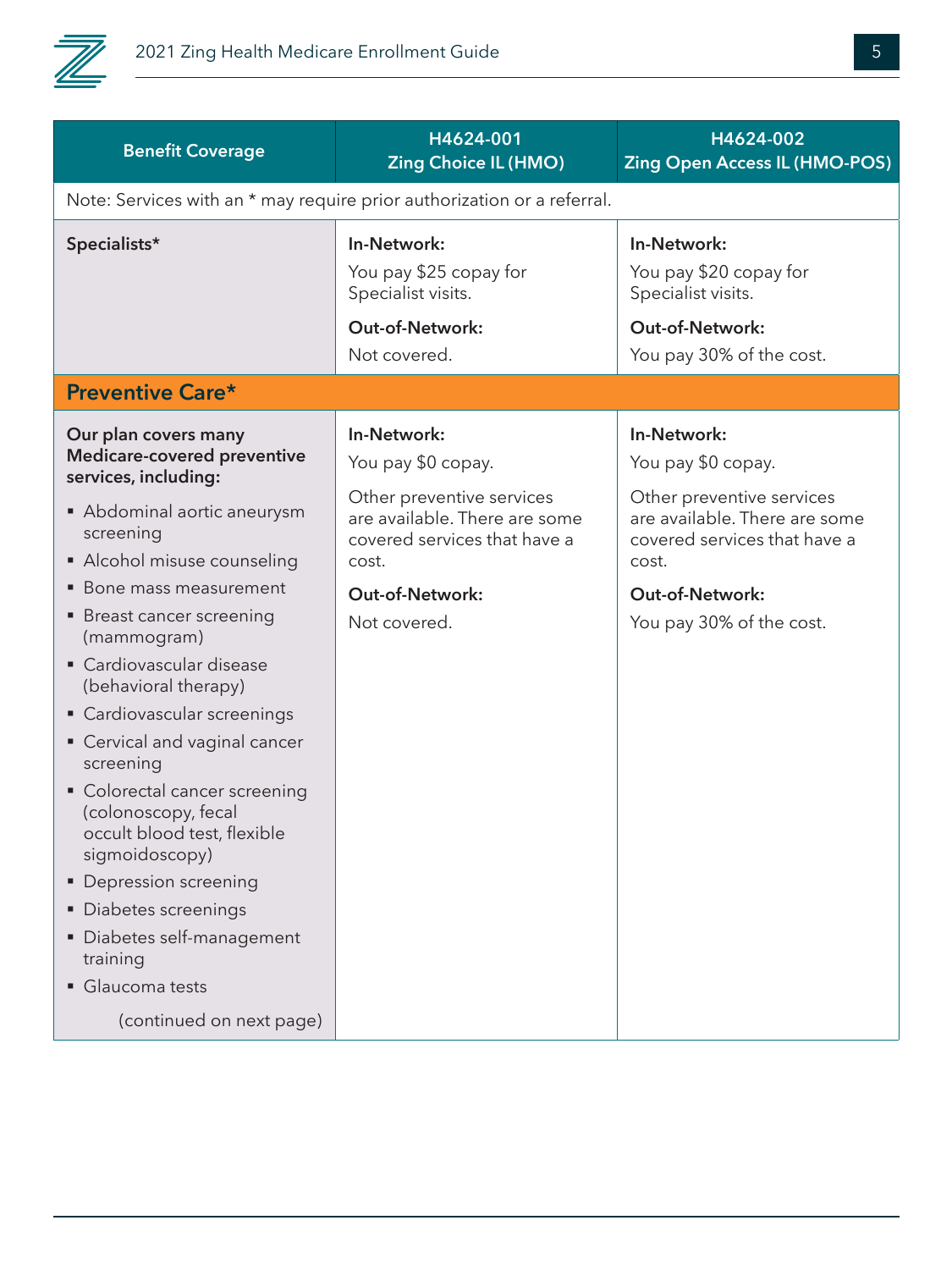| Benefit Coverage | H4624-001 Zing Choice IL (HMO) | H4624-002 Zing Open Access IL (HMO-POS) |
|---|---|---|
| Note: Services with an * may require prior authorization or a referral. | | |
| **Specialists*** | **In-Network:** You pay $25 copay for Specialist visits. **Out-of-Network:** Not covered. | **In-Network:** You pay $20 copay for Specialist visits. **Out-of-Network:** You pay 30% of the cost. |
| **Preventive Care*** | | |
| **Our plan covers many Medicare-covered preventive services, including:** <br>▪ Abdominal aortic aneurysm screening <br>▪ Alcohol misuse counseling <br>▪ Bone mass measurement <br>▪ Breast cancer screening (mammogram) <br>▪ Cardiovascular disease (behavioral therapy) <br>▪ Cardiovascular screenings <br>▪ Cervical and vaginal cancer screening <br>▪ Colorectal cancer screening (colonoscopy, fecal occult blood test, flexible sigmoidoscopy) <br>▪ Depression screening <br>▪ Diabetes screenings <br>▪ Diabetes self-management training <br>▪ Glaucoma tests <br>(continued on next page) | **In-Network:** You pay $0 copay. Other preventive services are available. There are some covered services that have a cost. **Out-of-Network:** Not covered. | **In-Network:** You pay $0 copay. Other preventive services are available. There are some covered services that have a cost. **Out-of-Network:** You pay 30% of the cost. |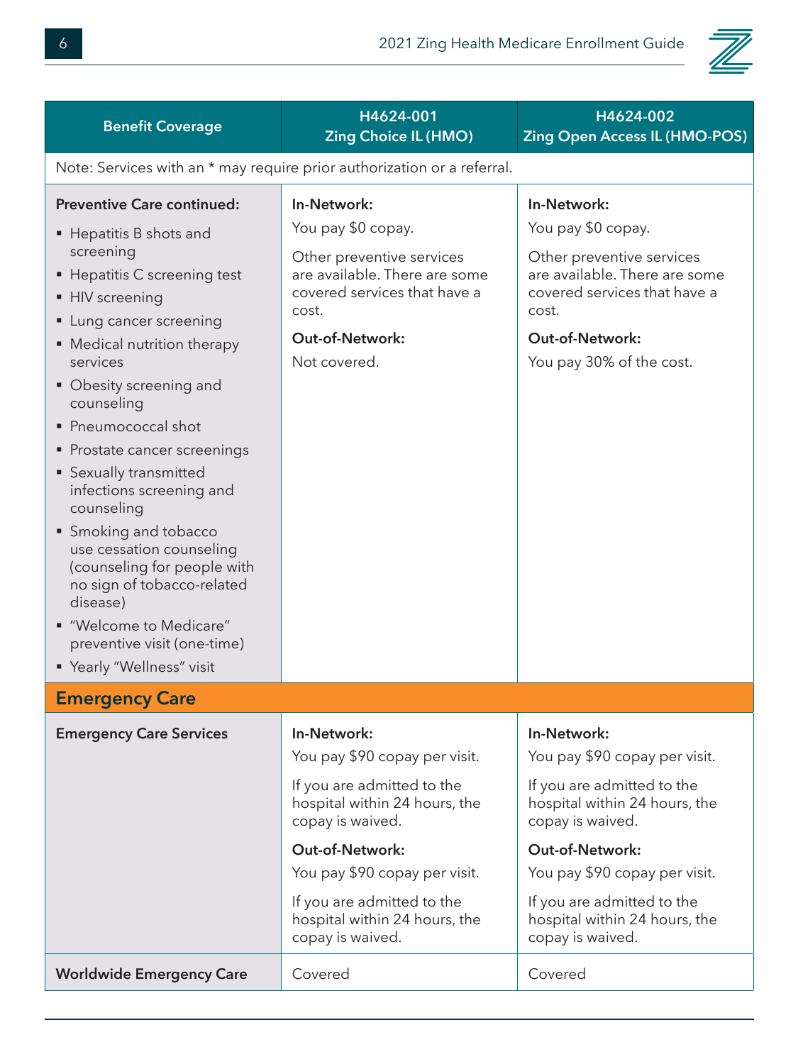| Benefit Coverage | H4624-001 Zing Choice IL (HMO) | H4624-002 Zing Open Access IL (HMO-POS) |
|---|---|---|
| Note: Services with an * may require prior authorization or a referral. | | |
| **Preventive Care continued:**<br>▪ Hepatitis B shots and screening<br>▪ Hepatitis C screening test<br>▪ HIV screening<br>▪ Lung cancer screening<br>▪ Medical nutrition therapy services<br>▪ Obesity screening and counseling<br>▪ Pneumococcal shot<br>▪ Prostate cancer screenings<br>▪ Sexually transmitted infections screening and counseling<br>▪ Smoking and tobacco use cessation counseling (counseling for people with no sign of tobacco-related disease)<br>▪ "Welcome to Medicare" preventive visit (one-time)<br>▪ Yearly "Wellness" visit | **In-Network:**<br>You pay $0 copay.<br>Other preventive services are available. There are some covered services that have a cost.<br>**Out-of-Network:**<br>Not covered. | **In-Network:**<br>You pay $0 copay.<br>Other preventive services are available. There are some covered services that have a cost.<br>**Out-of-Network:**<br>You pay 30% of the cost. |
| **Emergency Care** | | |
| **Emergency Care Services** | **In-Network:**<br>You pay $90 copay per visit.<br>If you are admitted to the hospital within 24 hours, the copay is waived.<br>**Out-of-Network:**<br>You pay $90 copay per visit.<br>If you are admitted to the hospital within 24 hours, the copay is waived. | **In-Network:**<br>You pay $90 copay per visit.<br>If you are admitted to the hospital within 24 hours, the copay is waived.<br>**Out-of-Network:**<br>You pay $90 copay per visit.<br>If you are admitted to the hospital within 24 hours, the copay is waived. |
| **Worldwide Emergency Care** | Covered | Covered |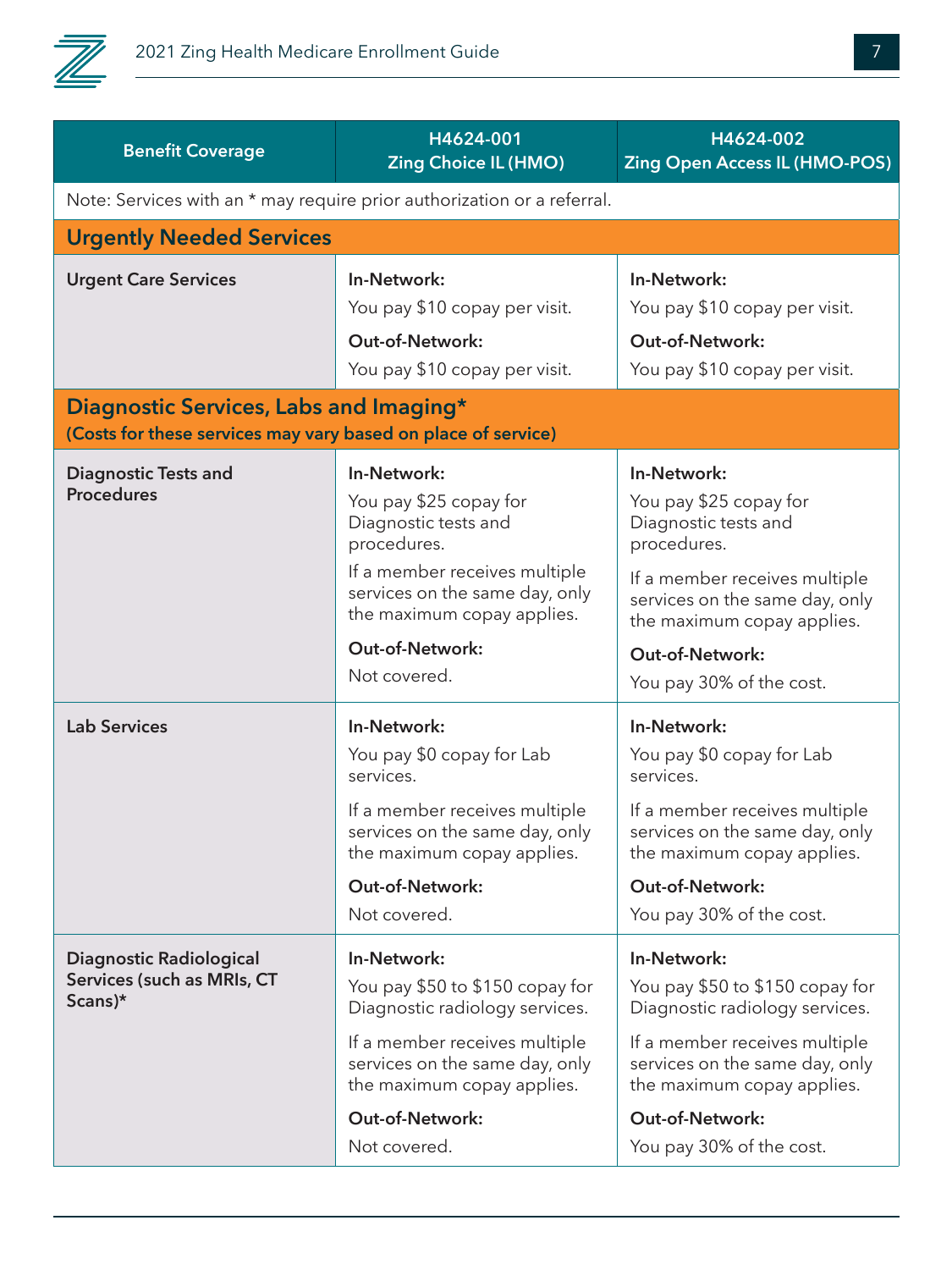| Benefit Coverage | H4624-001 Zing Choice IL (HMO) | H4624-002 Zing Open Access IL (HMO-POS) |
|---|---|---|
| Note: Services with an * may require prior authorization or a referral. | | |
| **Urgently Needed Services** | | |
| **Urgent Care Services** | **In-Network:** You pay $10 copay per visit. **Out-of-Network:** You pay $10 copay per visit. | **In-Network:** You pay $10 copay per visit. **Out-of-Network:** You pay $10 copay per visit. |
| **Diagnostic Services, Labs and Imaging*** **(Costs for these services may vary based on place of service)** | | |
| **Diagnostic Tests and Procedures** | **In-Network:** You pay $25 copay for Diagnostic tests and procedures. If a member receives multiple services on the same day, only the maximum copay applies. **Out-of-Network:** Not covered. | **In-Network:** You pay $25 copay for Diagnostic tests and procedures. If a member receives multiple services on the same day, only the maximum copay applies. **Out-of-Network:** You pay 30% of the cost. |
| **Lab Services** | **In-Network:** You pay $0 copay for Lab services. If a member receives multiple services on the same day, only the maximum copay applies. **Out-of-Network:** Not covered. | **In-Network:** You pay $0 copay for Lab services. If a member receives multiple services on the same day, only the maximum copay applies. **Out-of-Network:** You pay 30% of the cost. |
| **Diagnostic Radiological Services (such as MRIs, CT Scans)*** | **In-Network:** You pay $50 to $150 copay for Diagnostic radiology services. If a member receives multiple services on the same day, only the maximum copay applies. **Out-of-Network:** Not covered. | **In-Network:** You pay $50 to $150 copay for Diagnostic radiology services. If a member receives multiple services on the same day, only the maximum copay applies. **Out-of-Network:** You pay 30% of the cost. |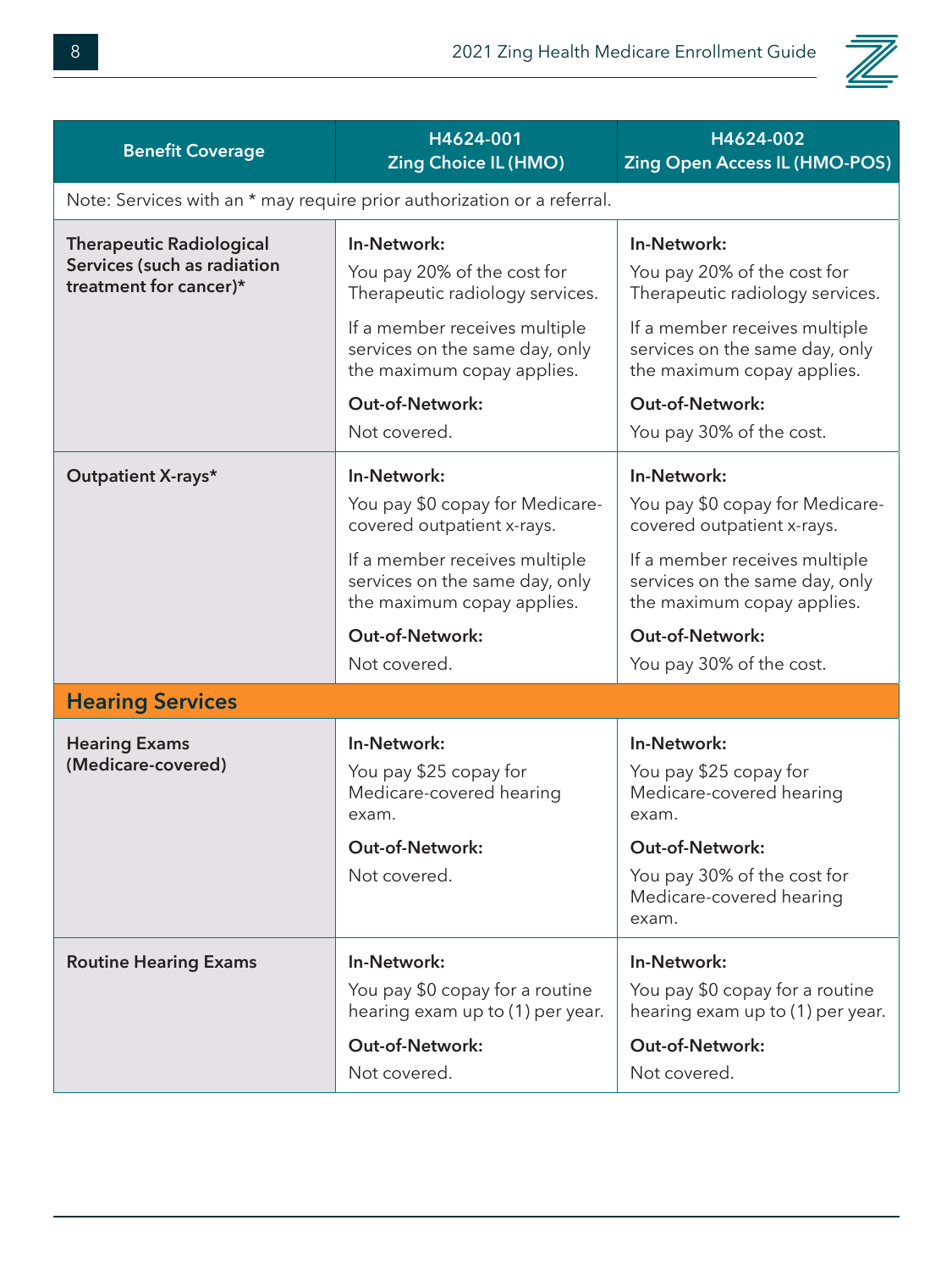| Benefit Coverage | H4624-001 Zing Choice IL (HMO) | H4624-002 Zing Open Access IL (HMO-POS) |
|---|---|---|
| Note: Services with an * may require prior authorization or a referral. | | |
| **Therapeutic Radiological Services (such as radiation treatment for cancer)*** | **In-Network:** You pay 20% of the cost for Therapeutic radiology services. If a member receives multiple services on the same day, only the maximum copay applies. **Out-of-Network:** Not covered. | **In-Network:** You pay 20% of the cost for Therapeutic radiology services. If a member receives multiple services on the same day, only the maximum copay applies. **Out-of-Network:** You pay 30% of the cost. |
| **Outpatient X-rays*** | **In-Network:** You pay $0 copay for Medicare-covered outpatient x-rays. If a member receives multiple services on the same day, only the maximum copay applies. **Out-of-Network:** Not covered. | **In-Network:** You pay $0 copay for Medicare-covered outpatient x-rays. If a member receives multiple services on the same day, only the maximum copay applies. **Out-of-Network:** You pay 30% of the cost. |
| **Hearing Services** | | |
| **Hearing Exams (Medicare-covered)** | **In-Network:** You pay $25 copay for Medicare-covered hearing exam. **Out-of-Network:** Not covered. | **In-Network:** You pay $25 copay for Medicare-covered hearing exam. **Out-of-Network:** You pay 30% of the cost for Medicare-covered hearing exam. |
| **Routine Hearing Exams** | **In-Network:** You pay $0 copay for a routine hearing exam up to (1) per year. **Out-of-Network:** Not covered. | **In-Network:** You pay $0 copay for a routine hearing exam up to (1) per year. **Out-of-Network:** Not covered. |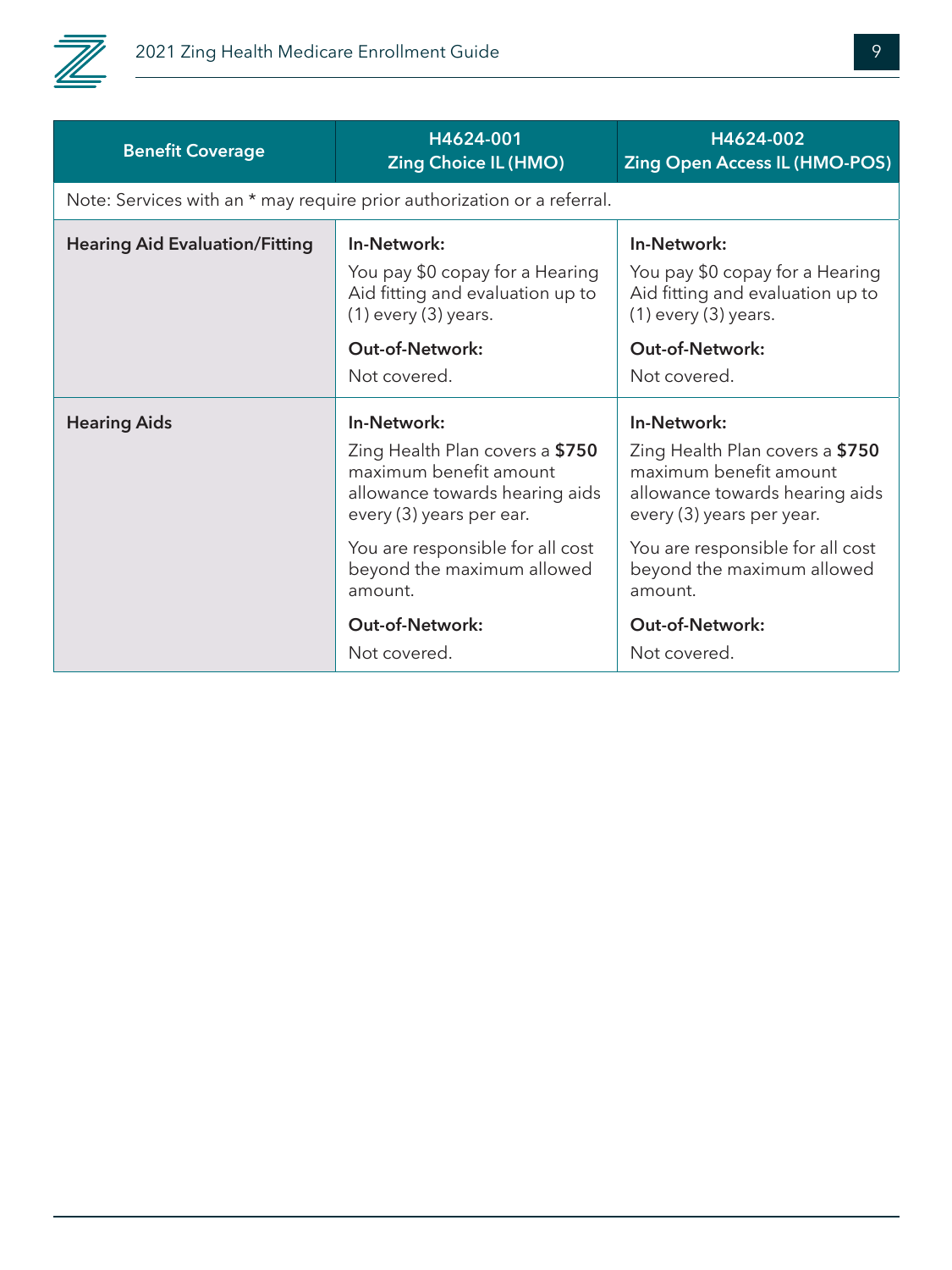| Benefit Coverage | H4624-001 Zing Choice IL (HMO) | H4624-002 Zing Open Access IL (HMO-POS) |
|---|---|---|
| Note: Services with an * may require prior authorization or a referral. | | |
| **Hearing Aid Evaluation/Fitting** | **In-Network:** You pay $0 copay for a Hearing Aid fitting and evaluation up to (1) every (3) years. **Out-of-Network:** Not covered. | **In-Network:** You pay $0 copay for a Hearing Aid fitting and evaluation up to (1) every (3) years. **Out-of-Network:** Not covered. |
| **Hearing Aids** | **In-Network:** Zing Health Plan covers a **$750** maximum benefit amount allowance towards hearing aids every (3) years per ear. You are responsible for all cost beyond the maximum allowed amount. **Out-of-Network:** Not covered. | **In-Network:** Zing Health Plan covers a **$750** maximum benefit amount allowance towards hearing aids every (3) years per year. You are responsible for all cost beyond the maximum allowed amount. **Out-of-Network:** Not covered. |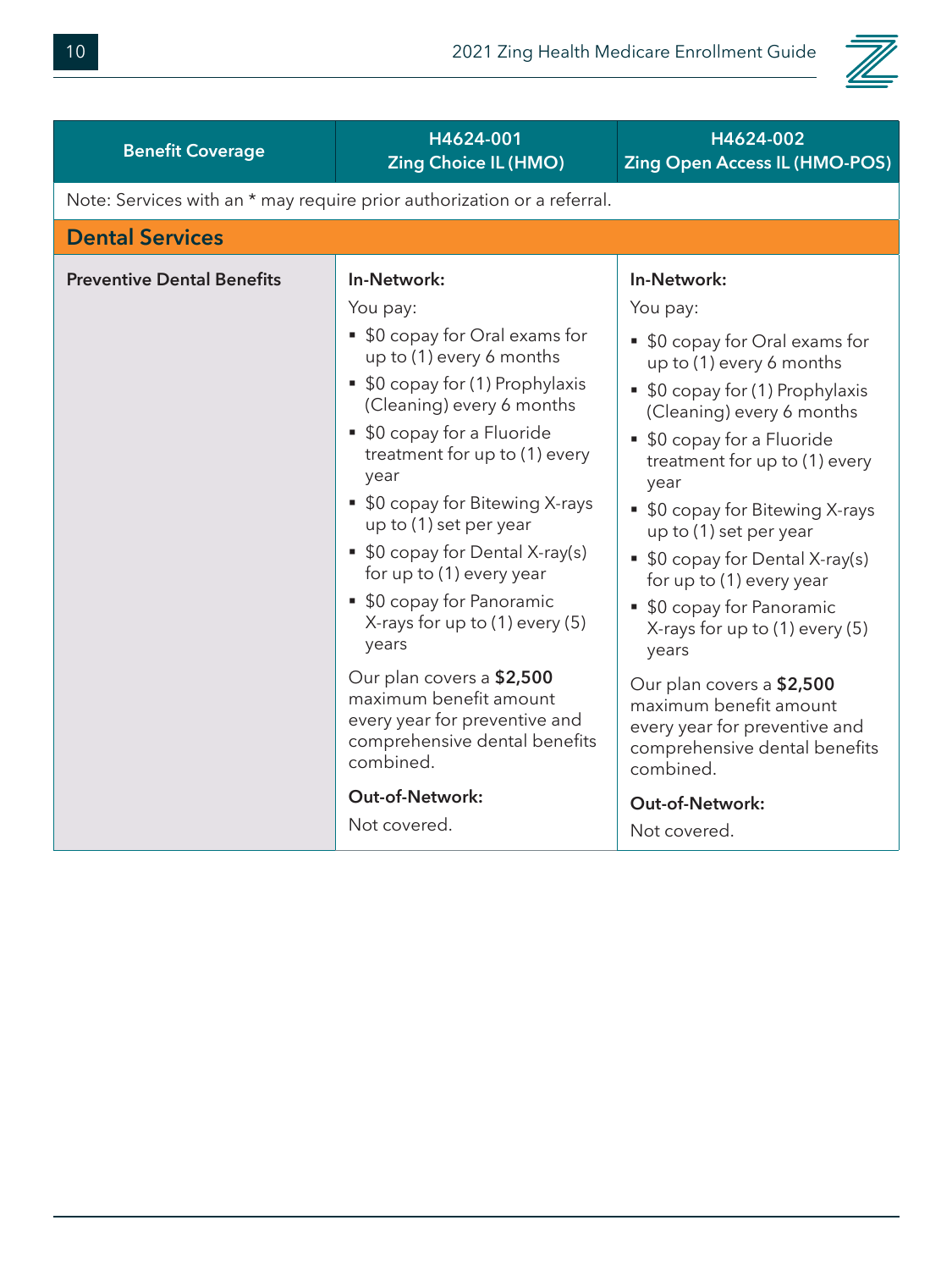| Benefit Coverage | H4624-001 Zing Choice IL (HMO) | H4624-002 Zing Open Access IL (HMO-POS) |
|---|---|---|
| Note: Services with an * may require prior authorization or a referral. | | |
| **Dental Services** | | |
| **Preventive Dental Benefits** | **In-Network:**<br>You pay:<br>▪ $0 copay for Oral exams for up to (1) every 6 months<br>▪ $0 copay for (1) Prophylaxis (Cleaning) every 6 months<br>▪ $0 copay for a Fluoride treatment for up to (1) every year<br>▪ $0 copay for Bitewing X-rays up to (1) set per year<br>▪ $0 copay for Dental X-ray(s) for up to (1) every year<br>▪ $0 copay for Panoramic X-rays for up to (1) every (5) years<br>Our plan covers a **$2,500** maximum benefit amount every year for preventive and comprehensive dental benefits combined.<br>**Out-of-Network:**<br>Not covered. | **In-Network:**<br>You pay:<br>▪ $0 copay for Oral exams for up to (1) every 6 months<br>▪ $0 copay for (1) Prophylaxis (Cleaning) every 6 months<br>▪ $0 copay for a Fluoride treatment for up to (1) every year<br>▪ $0 copay for Bitewing X-rays up to (1) set per year<br>▪ $0 copay for Dental X-ray(s) for up to (1) every year<br>▪ $0 copay for Panoramic X-rays for up to (1) every (5) years<br>Our plan covers a **$2,500** maximum benefit amount every year for preventive and comprehensive dental benefits combined.<br>**Out-of-Network:**<br>Not covered. |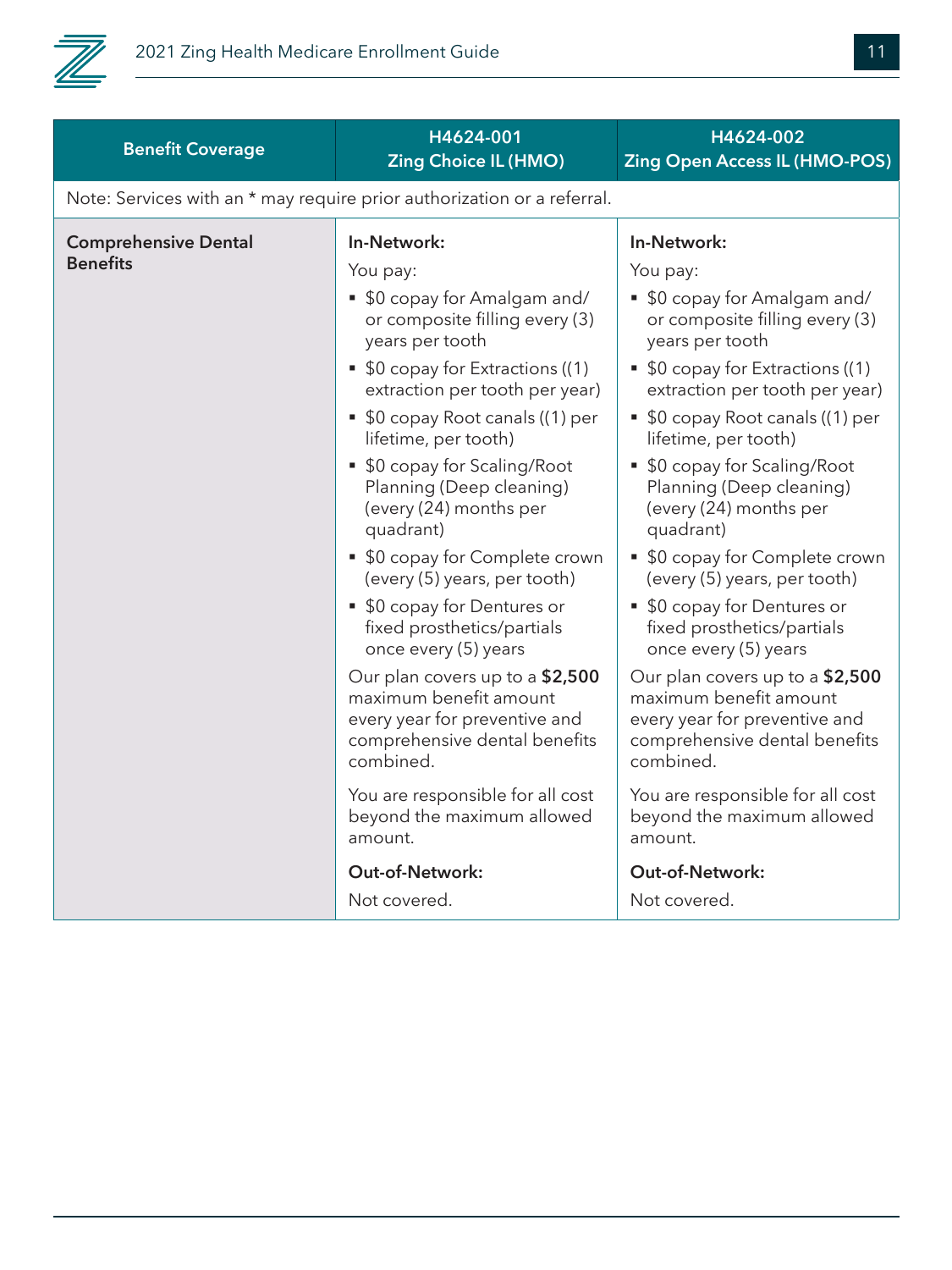| Benefit Coverage | H4624-001 Zing Choice IL (HMO) | H4624-002 Zing Open Access IL (HMO-POS) |
|---|---|---|
| Note: Services with an * may require prior authorization or a referral. | | |
| **Comprehensive Dental Benefits** | **In-Network:**<br>You pay:<br>▪ $0 copay for Amalgam and/ or composite filling every (3) years per tooth<br>▪ $0 copay for Extractions ((1) extraction per tooth per year)<br>▪ $0 copay Root canals ((1) per lifetime, per tooth)<br>▪ $0 copay for Scaling/Root Planning (Deep cleaning) (every (24) months per quadrant)<br>▪ $0 copay for Complete crown (every (5) years, per tooth)<br>▪ $0 copay for Dentures or fixed prosthetics/partials once every (5) years<br>Our plan covers up to a **$2,500** maximum benefit amount every year for preventive and comprehensive dental benefits combined.<br>You are responsible for all cost beyond the maximum allowed amount.<br>**Out-of-Network:**<br>Not covered. | **In-Network:**<br>You pay:<br>▪ $0 copay for Amalgam and/ or composite filling every (3) years per tooth<br>▪ $0 copay for Extractions ((1) extraction per tooth per year)<br>▪ $0 copay Root canals ((1) per lifetime, per tooth)<br>▪ $0 copay for Scaling/Root Planning (Deep cleaning) (every (24) months per quadrant)<br>▪ $0 copay for Complete crown (every (5) years, per tooth)<br>▪ $0 copay for Dentures or fixed prosthetics/partials once every (5) years<br>Our plan covers up to a **$2,500** maximum benefit amount every year for preventive and comprehensive dental benefits combined.<br>You are responsible for all cost beyond the maximum allowed amount.<br>**Out-of-Network:**<br>Not covered. |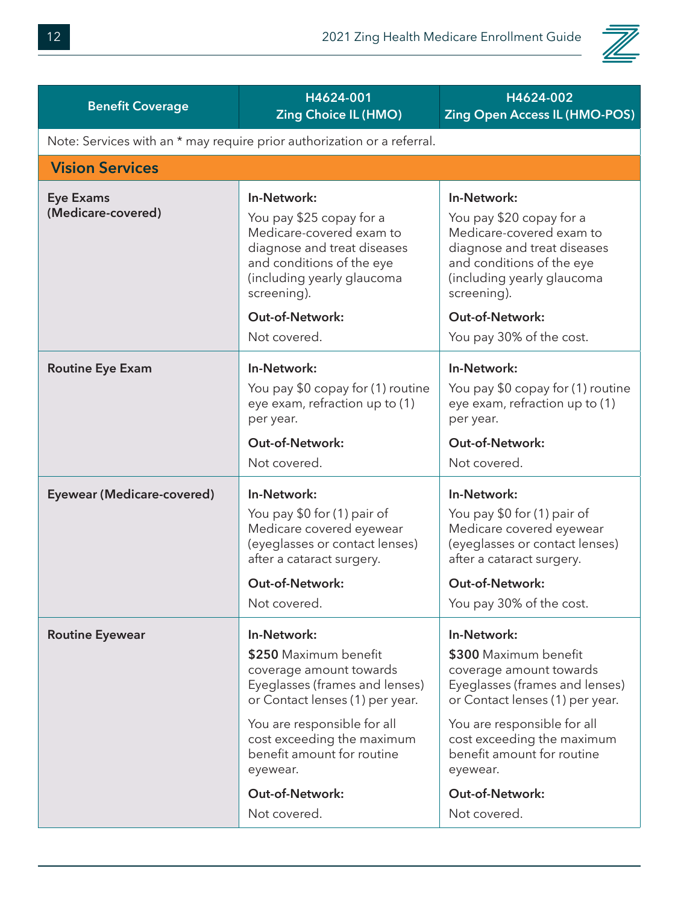| Benefit Coverage | H4624-001 Zing Choice IL (HMO) | H4624-002 Zing Open Access IL (HMO-POS) |
|---|---|---|
| Note: Services with an * may require prior authorization or a referral. | | |
| **Vision Services** | | |
| **Eye Exams (Medicare-covered)** | **In-Network:** You pay $25 copay for a Medicare-covered exam to diagnose and treat diseases and conditions of the eye (including yearly glaucoma screening). **Out-of-Network:** Not covered. | **In-Network:** You pay $20 copay for a Medicare-covered exam to diagnose and treat diseases and conditions of the eye (including yearly glaucoma screening). **Out-of-Network:** You pay 30% of the cost. |
| **Routine Eye Exam** | **In-Network:** You pay $0 copay for (1) routine eye exam, refraction up to (1) per year. **Out-of-Network:** Not covered. | **In-Network:** You pay $0 copay for (1) routine eye exam, refraction up to (1) per year. **Out-of-Network:** Not covered. |
| **Eyewear (Medicare-covered)** | **In-Network:** You pay $0 for (1) pair of Medicare covered eyewear (eyeglasses or contact lenses) after a cataract surgery. **Out-of-Network:** Not covered. | **In-Network:** You pay $0 for (1) pair of Medicare covered eyewear (eyeglasses or contact lenses) after a cataract surgery. **Out-of-Network:** You pay 30% of the cost. |
| **Routine Eyewear** | **In-Network:** **$250** Maximum benefit coverage amount towards Eyeglasses (frames and lenses) or Contact lenses (1) per year. You are responsible for all cost exceeding the maximum benefit amount for routine eyewear. **Out-of-Network:** Not covered. | **In-Network:** **$300** Maximum benefit coverage amount towards Eyeglasses (frames and lenses) or Contact lenses (1) per year. You are responsible for all cost exceeding the maximum benefit amount for routine eyewear. **Out-of-Network:** Not covered. |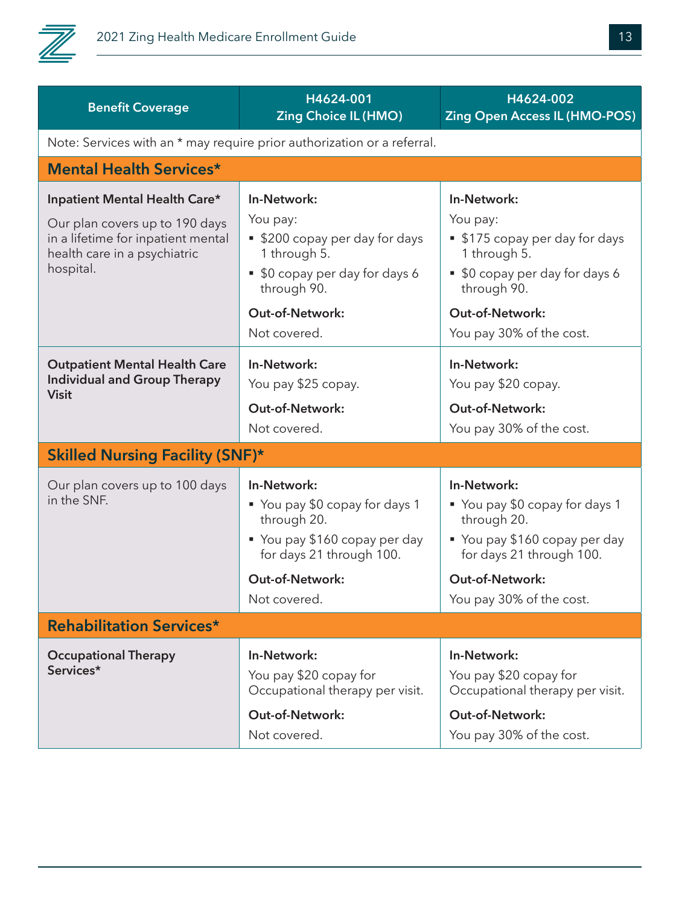| Benefit Coverage | H4624-001 Zing Choice IL (HMO) | H4624-002 Zing Open Access IL (HMO-POS) |
| --- | --- | --- |
| Note: Services with an * may require prior authorization or a referral. | | |
| **Mental Health Services*** | | |
| **Inpatient Mental Health Care***<br><br>Our plan covers up to 190 days in a lifetime for inpatient mental health care in a psychiatric hospital. | **In-Network:**<br>You pay:<br>▪ $200 copay per day for days 1 through 5.<br>▪ $0 copay per day for days 6 through 90.<br>**Out-of-Network:**<br>Not covered. | **In-Network:**<br>You pay:<br>▪ $175 copay per day for days 1 through 5.<br>▪ $0 copay per day for days 6 through 90.<br>**Out-of-Network:**<br>You pay 30% of the cost. |
| **Outpatient Mental Health Care Individual and Group Therapy Visit** | **In-Network:**<br>You pay $25 copay.<br>**Out-of-Network:**<br>Not covered. | **In-Network:**<br>You pay $20 copay.<br>**Out-of-Network:**<br>You pay 30% of the cost. |
| **Skilled Nursing Facility (SNF)*** | | |
| Our plan covers up to 100 days in the SNF. | **In-Network:**<br>▪ You pay $0 copay for days 1 through 20.<br>▪ You pay $160 copay per day for days 21 through 100.<br>**Out-of-Network:**<br>Not covered. | **In-Network:**<br>▪ You pay $0 copay for days 1 through 20.<br>▪ You pay $160 copay per day for days 21 through 100.<br>**Out-of-Network:**<br>You pay 30% of the cost. |
| **Rehabilitation Services*** | | |
| **Occupational Therapy Services*** | **In-Network:**<br>You pay $20 copay for Occupational therapy per visit.<br>**Out-of-Network:**<br>Not covered. | **In-Network:**<br>You pay $20 copay for Occupational therapy per visit.<br>**Out-of-Network:**<br>You pay 30% of the cost. |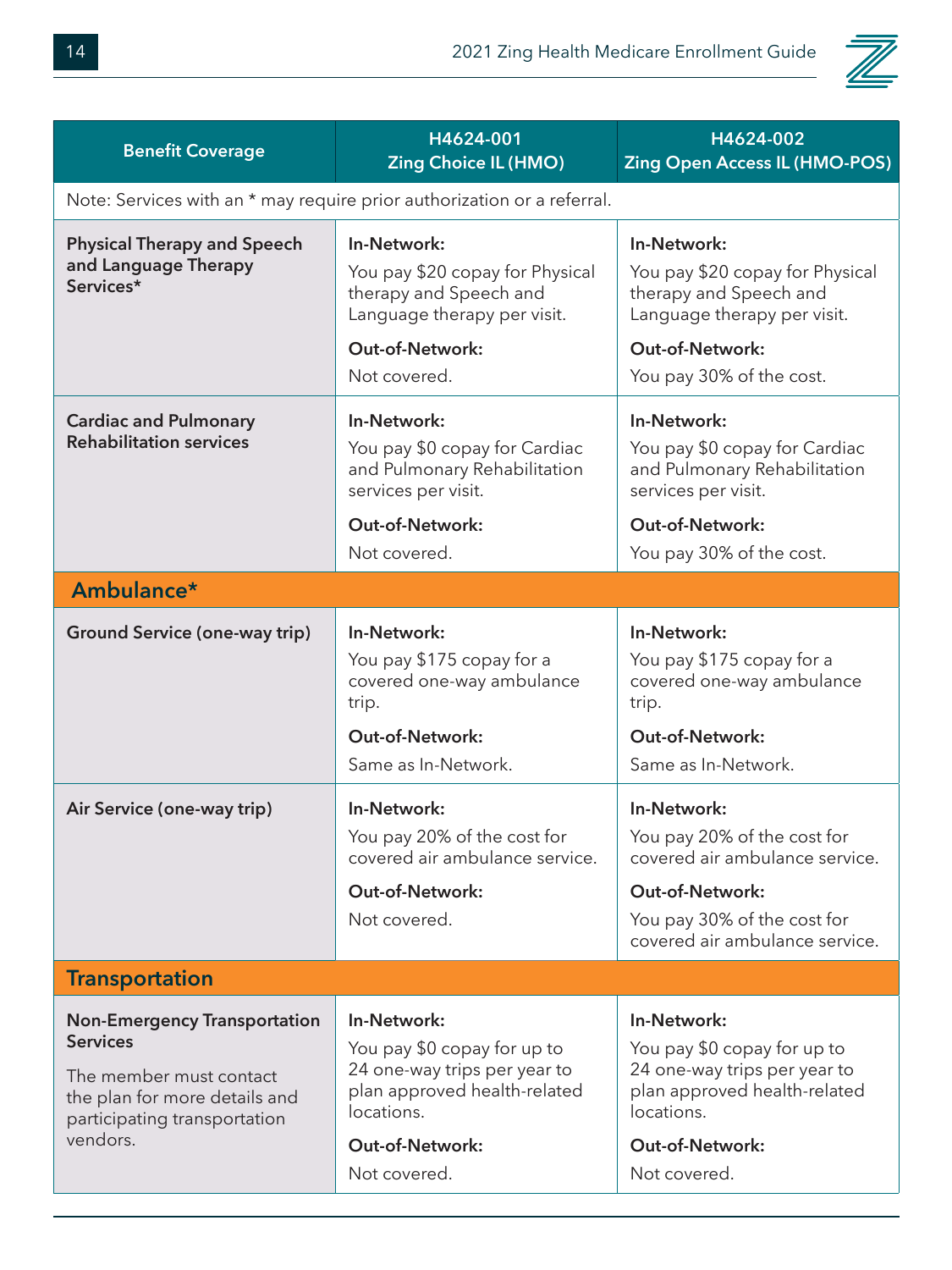| Benefit Coverage | H4624-001 Zing Choice IL (HMO) | H4624-002 Zing Open Access IL (HMO-POS) |
| --- | --- | --- |
| Note: Services with an * may require prior authorization or a referral. | | |
| **Physical Therapy and Speech and Language Therapy Services*** | **In-Network:** You pay $20 copay for Physical therapy and Speech and Language therapy per visit. **Out-of-Network:** Not covered. | **In-Network:** You pay $20 copay for Physical therapy and Speech and Language therapy per visit. **Out-of-Network:** You pay 30% of the cost. |
| **Cardiac and Pulmonary Rehabilitation services** | **In-Network:** You pay $0 copay for Cardiac and Pulmonary Rehabilitation services per visit. **Out-of-Network:** Not covered. | **In-Network:** You pay $0 copay for Cardiac and Pulmonary Rehabilitation services per visit. **Out-of-Network:** You pay 30% of the cost. |
| **Ambulance*** | | |
| **Ground Service (one-way trip)** | **In-Network:** You pay $175 copay for a covered one-way ambulance trip. **Out-of-Network:** Same as In-Network. | **In-Network:** You pay $175 copay for a covered one-way ambulance trip. **Out-of-Network:** Same as In-Network. |
| **Air Service (one-way trip)** | **In-Network:** You pay 20% of the cost for covered air ambulance service. **Out-of-Network:** Not covered. | **In-Network:** You pay 20% of the cost for covered air ambulance service. **Out-of-Network:** You pay 30% of the cost for covered air ambulance service. |
| **Transportation** | | |
| **Non-Emergency Transportation Services** The member must contact the plan for more details and participating transportation vendors. | **In-Network:** You pay $0 copay for up to 24 one-way trips per year to plan approved health-related locations. **Out-of-Network:** Not covered. | **In-Network:** You pay $0 copay for up to 24 one-way trips per year to plan approved health-related locations. **Out-of-Network:** Not covered. |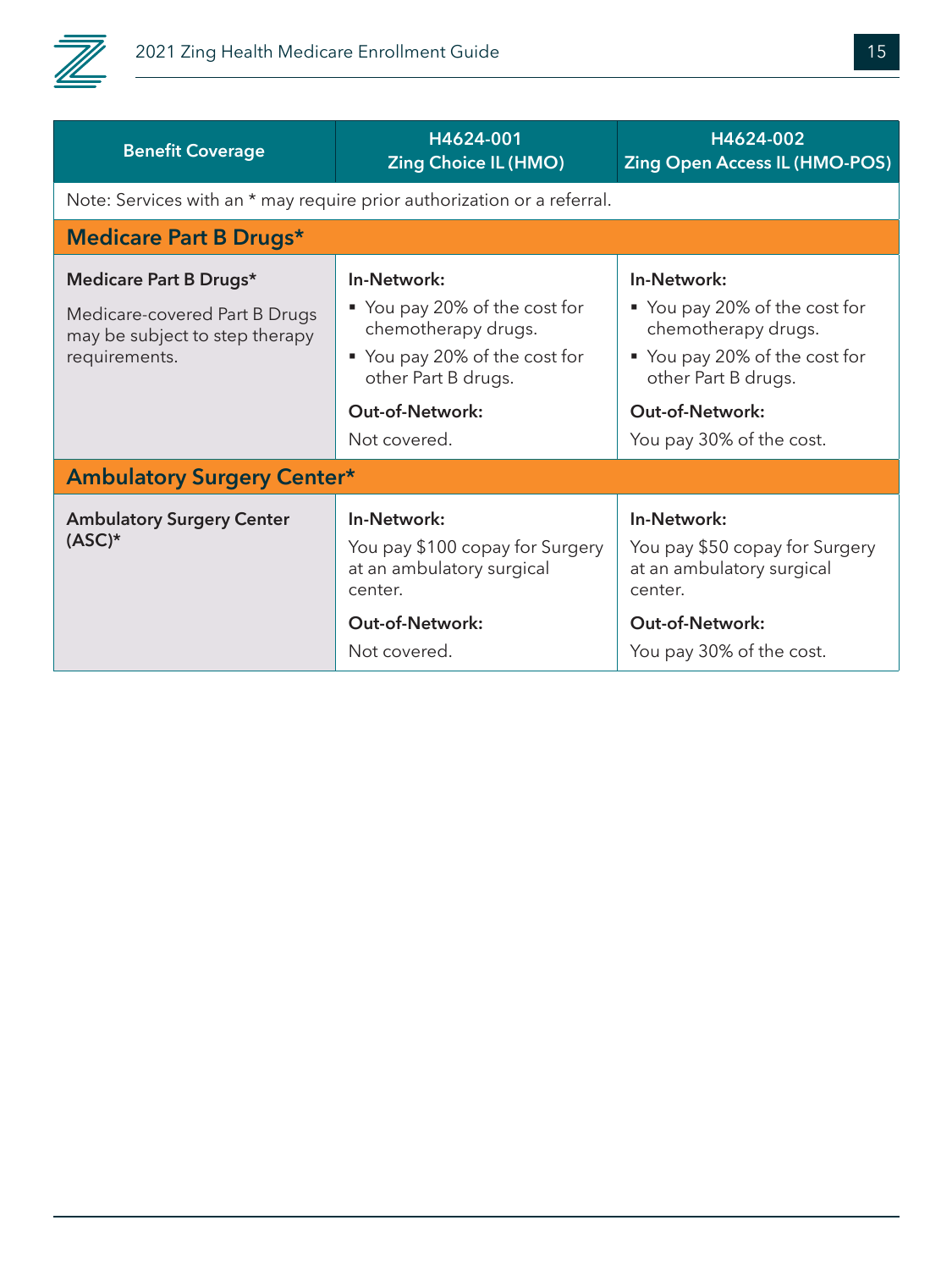| Benefit Coverage | H4624-001 Zing Choice IL (HMO) | H4624-002 Zing Open Access IL (HMO-POS) |
|---|---|---|
| Note: Services with an * may require prior authorization or a referral. | | |
| **Medicare Part B Drugs*** | | |
| **Medicare Part B Drugs***<br>Medicare-covered Part B Drugs may be subject to step therapy requirements. | **In-Network:**<br>▪ You pay 20% of the cost for chemotherapy drugs.<br>▪ You pay 20% of the cost for other Part B drugs.<br>**Out-of-Network:**<br>Not covered. | **In-Network:**<br>▪ You pay 20% of the cost for chemotherapy drugs.<br>▪ You pay 20% of the cost for other Part B drugs.<br>**Out-of-Network:**<br>You pay 30% of the cost. |
| **Ambulatory Surgery Center*** | | |
| **Ambulatory Surgery Center (ASC)*** | **In-Network:**<br>You pay $100 copay for Surgery at an ambulatory surgical center.<br>**Out-of-Network:**<br>Not covered. | **In-Network:**<br>You pay $50 copay for Surgery at an ambulatory surgical center.<br>**Out-of-Network:**<br>You pay 30% of the cost. |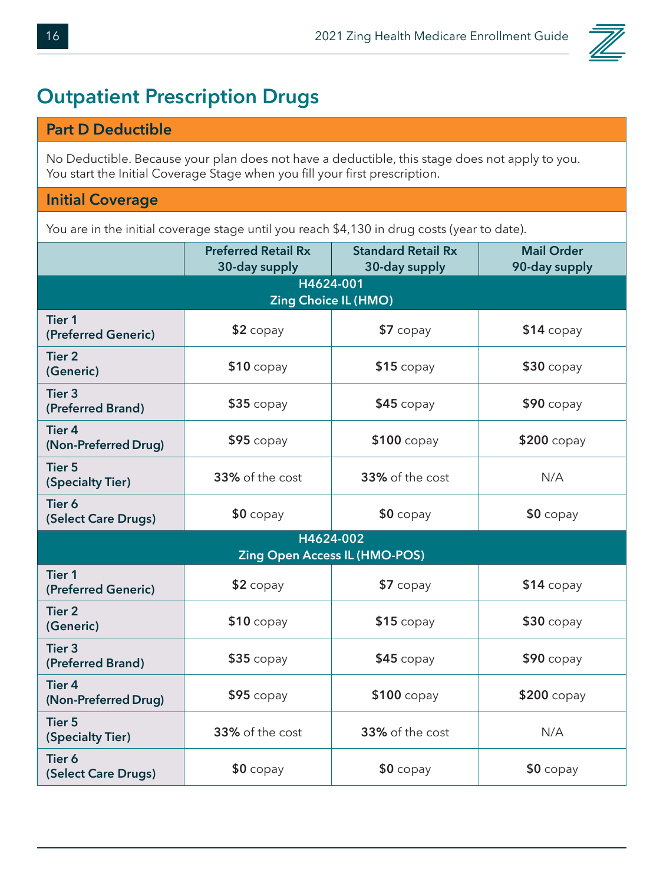# Outpatient Prescription Drugs

## Part D Deductible

No Deductible. Because your plan does not have a deductible, this stage does not apply to you. You start the Initial Coverage Stage when you fill your first prescription.

## Initial Coverage

You are in the initial coverage stage until you reach $4,130 in drug costs (year to date).

| | Preferred Retail Rx 30-day supply | Standard Retail Rx 30-day supply | Mail Order 90-day supply |
|---|---|---|---|
| **H4624-001 Zing Choice IL (HMO)** | | | |
| **Tier 1 (Preferred Generic)** | **$2** copay | **$7** copay | **$14** copay |
| **Tier 2 (Generic)** | **$10** copay | **$15** copay | **$30** copay |
| **Tier 3 (Preferred Brand)** | **$35** copay | **$45** copay | **$90** copay |
| **Tier 4 (Non-Preferred Drug)** | **$95** copay | **$100** copay | **$200** copay |
| **Tier 5 (Specialty Tier)** | **33%** of the cost | **33%** of the cost | N/A |
| **Tier 6 (Select Care Drugs)** | **$0** copay | **$0** copay | **$0** copay |
| **H4624-002 Zing Open Access IL (HMO-POS)** | | | |
| **Tier 1 (Preferred Generic)** | **$2** copay | **$7** copay | **$14** copay |
| **Tier 2 (Generic)** | **$10** copay | **$15** copay | **$30** copay |
| **Tier 3 (Preferred Brand)** | **$35** copay | **$45** copay | **$90** copay |
| **Tier 4 (Non-Preferred Drug)** | **$95** copay | **$100** copay | **$200** copay |
| **Tier 5 (Specialty Tier)** | **33%** of the cost | **33%** of the cost | N/A |
| **Tier 6 (Select Care Drugs)** | **$0** copay | **$0** copay | **$0** copay |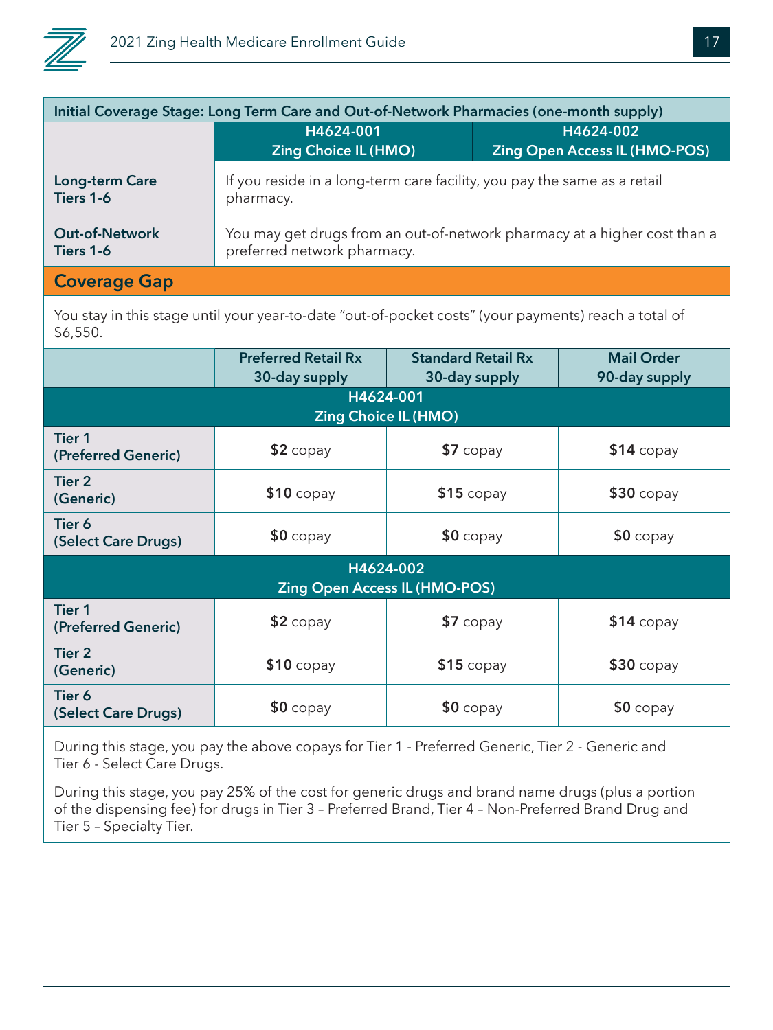| Initial Coverage Stage: Long Term Care and Out-of-Network Pharmacies (one-month supply) | | |
|---|---|---|
| | H4624-001 Zing Choice IL (HMO) | H4624-002 Zing Open Access IL (HMO-POS) |
| **Long-term Care Tiers 1-6** | If you reside in a long-term care facility, you pay the same as a retail pharmacy. | |
| **Out-of-Network Tiers 1-6** | You may get drugs from an out-of-network pharmacy at a higher cost than a preferred network pharmacy. | |

## Coverage Gap

You stay in this stage until your year-to-date "out-of-pocket costs" (your payments) reach a total of $6,550.

| | Preferred Retail Rx 30-day supply | Standard Retail Rx 30-day supply | Mail Order 90-day supply |
|---|---|---|---|
| **H4624-001 Zing Choice IL (HMO)** | | | |
| **Tier 1 (Preferred Generic)** | **$2** copay | **$7** copay | **$14** copay |
| **Tier 2 (Generic)** | **$10** copay | **$15** copay | **$30** copay |
| **Tier 6 (Select Care Drugs)** | **$0** copay | **$0** copay | **$0** copay |
| **H4624-002 Zing Open Access IL (HMO-POS)** | | | |
| **Tier 1 (Preferred Generic)** | **$2** copay | **$7** copay | **$14** copay |
| **Tier 2 (Generic)** | **$10** copay | **$15** copay | **$30** copay |
| **Tier 6 (Select Care Drugs)** | **$0** copay | **$0** copay | **$0** copay |

During this stage, you pay the above copays for Tier 1 - Preferred Generic, Tier 2 - Generic and Tier 6 - Select Care Drugs.

During this stage, you pay 25% of the cost for generic drugs and brand name drugs (plus a portion of the dispensing fee) for drugs in Tier 3 – Preferred Brand, Tier 4 – Non-Preferred Brand Drug and Tier 5 – Specialty Tier.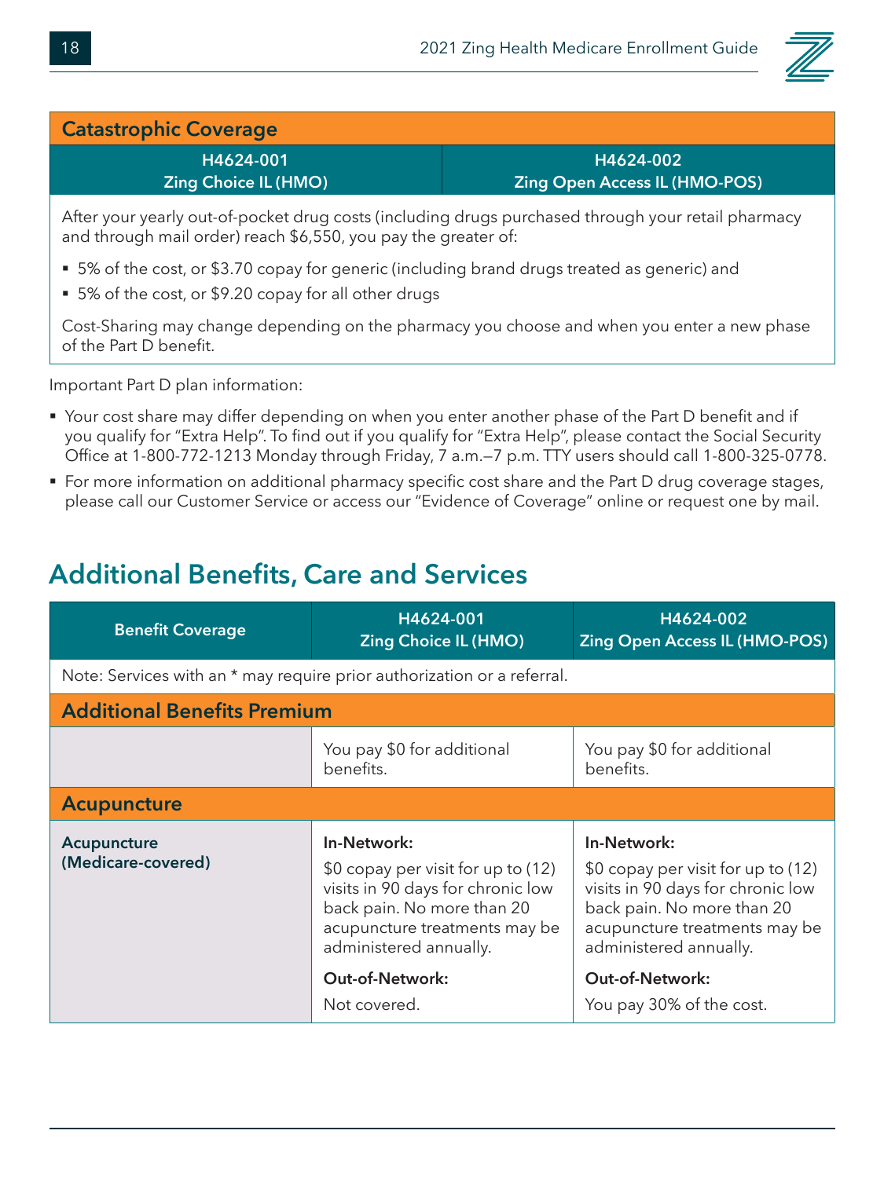| Catastrophic Coverage | |
|---|---|
| **H4624-001 Zing Choice IL (HMO)** | **H4624-002 Zing Open Access IL (HMO-POS)** |
| After your yearly out-of-pocket drug costs (including drugs purchased through your retail pharmacy and through mail order) reach $6,550, you pay the greater of:<br>▪ 5% of the cost, or $3.70 copay for generic (including brand drugs treated as generic) and<br>▪ 5% of the cost, or $9.20 copay for all other drugs<br>Cost-Sharing may change depending on the pharmacy you choose and when you enter a new phase of the Part D benefit. | |

Important Part D plan information:

- Your cost share may differ depending on when you enter another phase of the Part D benefit and if you qualify for "Extra Help". To find out if you qualify for "Extra Help", please contact the Social Security Office at 1-800-772-1213 Monday through Friday, 7 a.m.—7 p.m. TTY users should call 1-800-325-0778.
- For more information on additional pharmacy specific cost share and the Part D drug coverage stages, please call our Customer Service or access our "Evidence of Coverage" online or request one by mail.

## Additional Benefits, Care and Services

| Benefit Coverage | H4624-001 Zing Choice IL (HMO) | H4624-002 Zing Open Access IL (HMO-POS) |
|---|---|---|
| Note: Services with an * may require prior authorization or a referral. | | |
| **Additional Benefits Premium** | | |
| | You pay $0 for additional benefits. | You pay $0 for additional benefits. |
| **Acupuncture** | | |
| **Acupuncture (Medicare-covered)** | **In-Network:**<br>$0 copay per visit for up to (12) visits in 90 days for chronic low back pain. No more than 20 acupuncture treatments may be administered annually.<br>**Out-of-Network:**<br>Not covered. | **In-Network:**<br>$0 copay per visit for up to (12) visits in 90 days for chronic low back pain. No more than 20 acupuncture treatments may be administered annually.<br>**Out-of-Network:**<br>You pay 30% of the cost. |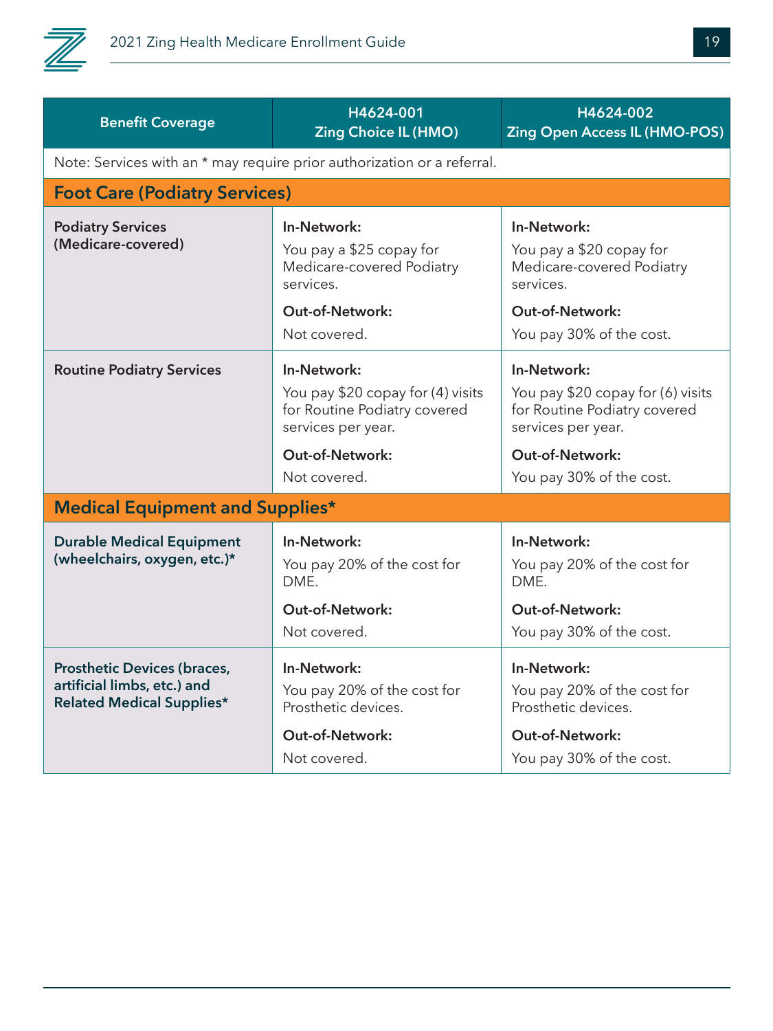| Benefit Coverage | H4624-001 Zing Choice IL (HMO) | H4624-002 Zing Open Access IL (HMO-POS) |
|---|---|---|
| Note: Services with an * may require prior authorization or a referral. | | |
| **Foot Care (Podiatry Services)** | | |
| **Podiatry Services (Medicare-covered)** | **In-Network:** You pay a $25 copay for Medicare-covered Podiatry services. **Out-of-Network:** Not covered. | **In-Network:** You pay a $20 copay for Medicare-covered Podiatry services. **Out-of-Network:** You pay 30% of the cost. |
| **Routine Podiatry Services** | **In-Network:** You pay $20 copay for (4) visits for Routine Podiatry covered services per year. **Out-of-Network:** Not covered. | **In-Network:** You pay $20 copay for (6) visits for Routine Podiatry covered services per year. **Out-of-Network:** You pay 30% of the cost. |
| **Medical Equipment and Supplies*** | | |
| **Durable Medical Equipment (wheelchairs, oxygen, etc.)*** | **In-Network:** You pay 20% of the cost for DME. **Out-of-Network:** Not covered. | **In-Network:** You pay 20% of the cost for DME. **Out-of-Network:** You pay 30% of the cost. |
| **Prosthetic Devices (braces, artificial limbs, etc.) and Related Medical Supplies*** | **In-Network:** You pay 20% of the cost for Prosthetic devices. **Out-of-Network:** Not covered. | **In-Network:** You pay 20% of the cost for Prosthetic devices. **Out-of-Network:** You pay 30% of the cost. |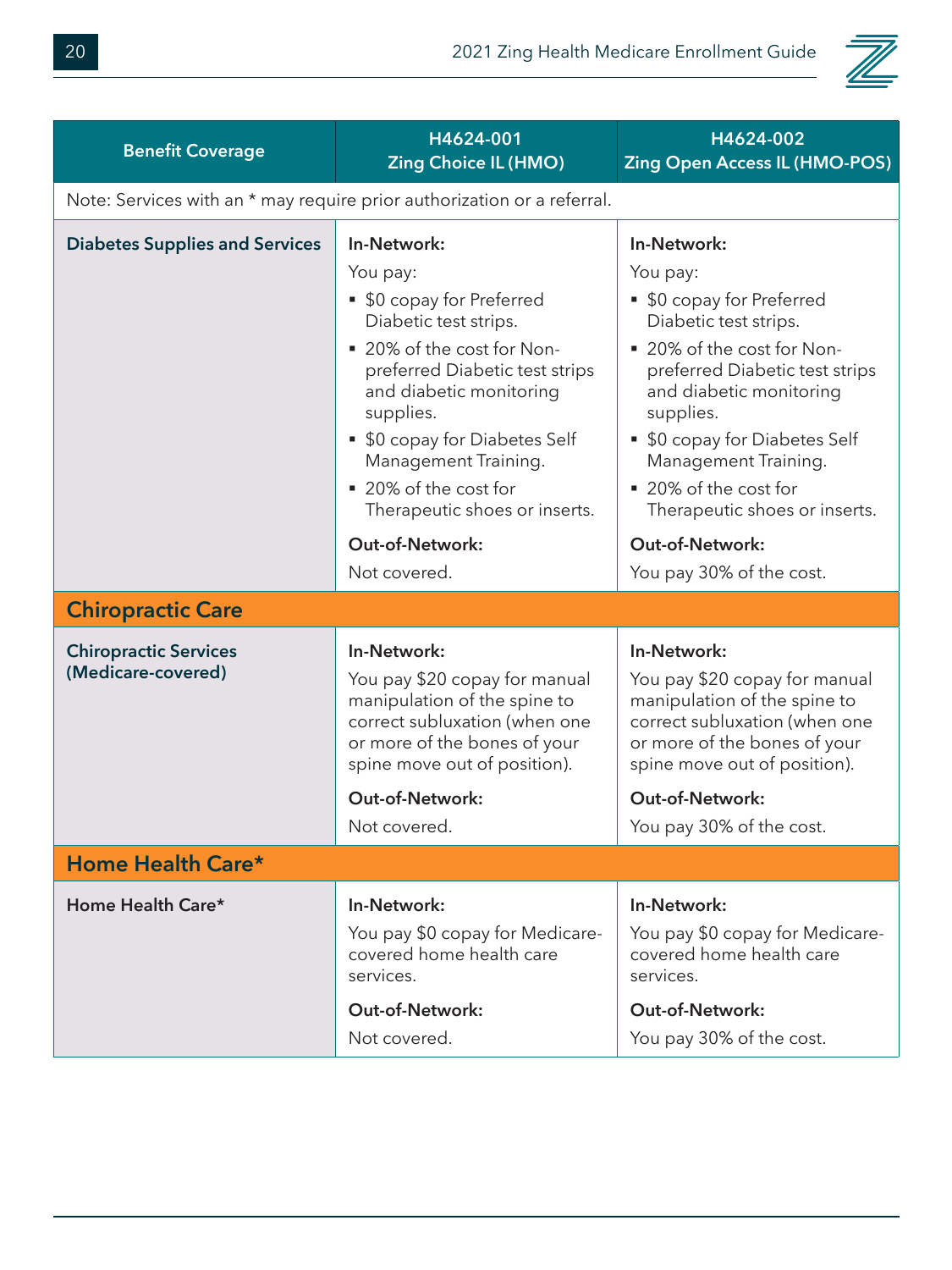| Benefit Coverage | H4624-001 Zing Choice IL (HMO) | H4624-002 Zing Open Access IL (HMO-POS) |
|---|---|---|
| Note: Services with an * may require prior authorization or a referral. | | |
| **Diabetes Supplies and Services** | **In-Network:**<br>You pay:<br>▪ $0 copay for Preferred Diabetic test strips.<br>▪ 20% of the cost for Non-preferred Diabetic test strips and diabetic monitoring supplies.<br>▪ $0 copay for Diabetes Self Management Training.<br>▪ 20% of the cost for Therapeutic shoes or inserts.<br>**Out-of-Network:**<br>Not covered. | **In-Network:**<br>You pay:<br>▪ $0 copay for Preferred Diabetic test strips.<br>▪ 20% of the cost for Non-preferred Diabetic test strips and diabetic monitoring supplies.<br>▪ $0 copay for Diabetes Self Management Training.<br>▪ 20% of the cost for Therapeutic shoes or inserts.<br>**Out-of-Network:**<br>You pay 30% of the cost. |
| **Chiropractic Care** | | |
| **Chiropractic Services (Medicare-covered)** | **In-Network:**<br>You pay $20 copay for manual manipulation of the spine to correct subluxation (when one or more of the bones of your spine move out of position).<br>**Out-of-Network:**<br>Not covered. | **In-Network:**<br>You pay $20 copay for manual manipulation of the spine to correct subluxation (when one or more of the bones of your spine move out of position).<br>**Out-of-Network:**<br>You pay 30% of the cost. |
| **Home Health Care*** | | |
| **Home Health Care*** | **In-Network:**<br>You pay $0 copay for Medicare-covered home health care services.<br>**Out-of-Network:**<br>Not covered. | **In-Network:**<br>You pay $0 copay for Medicare-covered home health care services.<br>**Out-of-Network:**<br>You pay 30% of the cost. |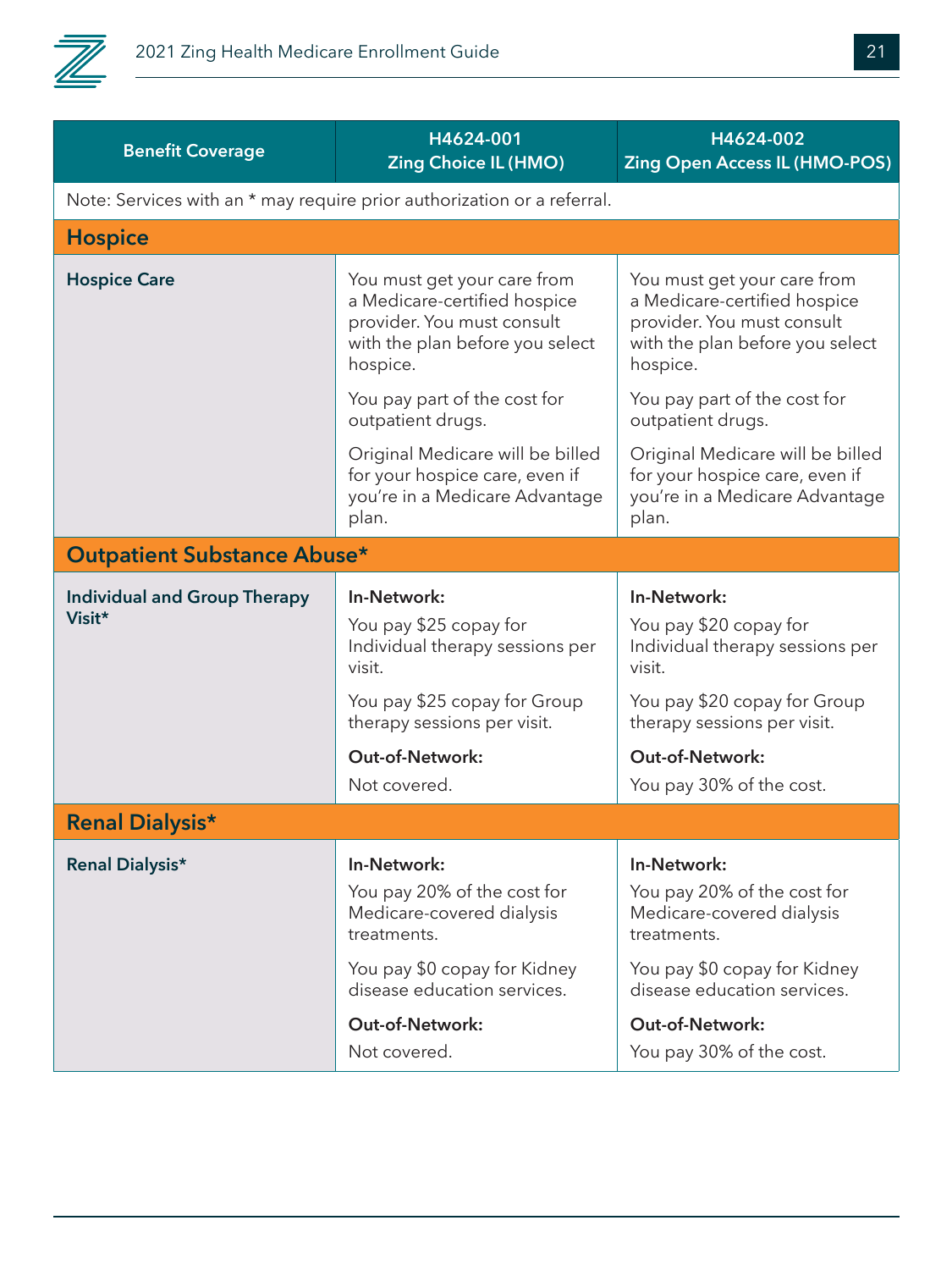| Benefit Coverage | H4624-001 Zing Choice IL (HMO) | H4624-002 Zing Open Access IL (HMO-POS) |
|---|---|---|
| Note: Services with an * may require prior authorization or a referral. | | |
| **Hospice** | | |
| **Hospice Care** | You must get your care from a Medicare-certified hospice provider. You must consult with the plan before you select hospice.<br><br>You pay part of the cost for outpatient drugs.<br><br>Original Medicare will be billed for your hospice care, even if you're in a Medicare Advantage plan. | You must get your care from a Medicare-certified hospice provider. You must consult with the plan before you select hospice.<br><br>You pay part of the cost for outpatient drugs.<br><br>Original Medicare will be billed for your hospice care, even if you're in a Medicare Advantage plan. |
| **Outpatient Substance Abuse*** | | |
| **Individual and Group Therapy Visit*** | **In-Network:**<br>You pay $25 copay for Individual therapy sessions per visit.<br><br>You pay $25 copay for Group therapy sessions per visit.<br><br>**Out-of-Network:**<br>Not covered. | **In-Network:**<br>You pay $20 copay for Individual therapy sessions per visit.<br><br>You pay $20 copay for Group therapy sessions per visit.<br><br>**Out-of-Network:**<br>You pay 30% of the cost. |
| **Renal Dialysis*** | | |
| **Renal Dialysis*** | **In-Network:**<br>You pay 20% of the cost for Medicare-covered dialysis treatments.<br><br>You pay $0 copay for Kidney disease education services.<br><br>**Out-of-Network:**<br>Not covered. | **In-Network:**<br>You pay 20% of the cost for Medicare-covered dialysis treatments.<br><br>You pay $0 copay for Kidney disease education services.<br><br>**Out-of-Network:**<br>You pay 30% of the cost. |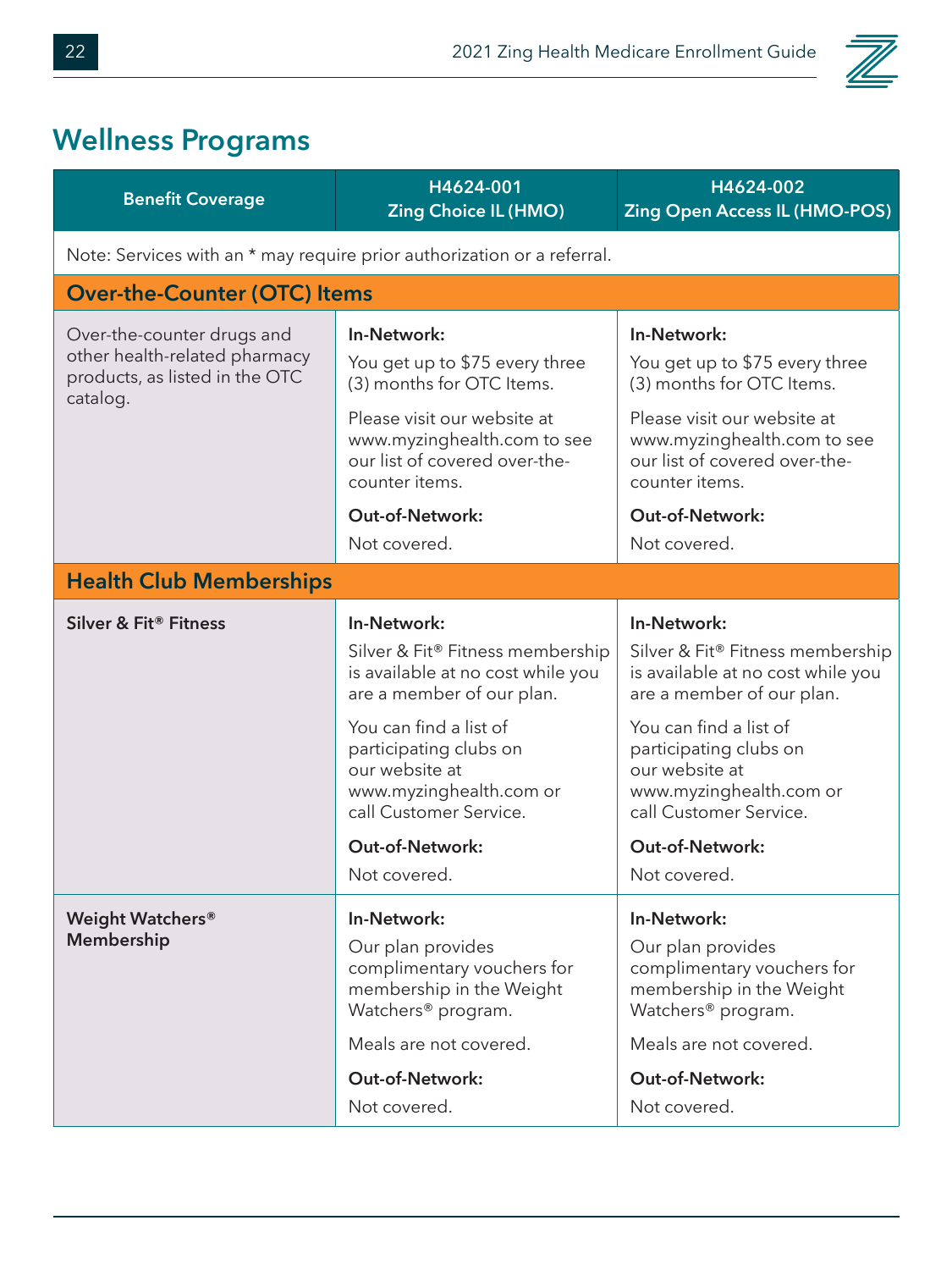## Wellness Programs

| Benefit Coverage | H4624-001 Zing Choice IL (HMO) | H4624-002 Zing Open Access IL (HMO-POS) |
|---|---|---|
| Note: Services with an * may require prior authorization or a referral. | | |
| **Over-the-Counter (OTC) Items** | | |
| Over-the-counter drugs and other health-related pharmacy products, as listed in the OTC catalog. | **In-Network:** You get up to $75 every three (3) months for OTC Items. Please visit our website at www.myzinghealth.com to see our list of covered over-the-counter items. **Out-of-Network:** Not covered. | **In-Network:** You get up to $75 every three (3) months for OTC Items. Please visit our website at www.myzinghealth.com to see our list of covered over-the-counter items. **Out-of-Network:** Not covered. |
| **Health Club Memberships** | | |
| **Silver & Fit® Fitness** | **In-Network:** Silver & Fit® Fitness membership is available at no cost while you are a member of our plan. You can find a list of participating clubs on our website at www.myzinghealth.com or call Customer Service. **Out-of-Network:** Not covered. | **In-Network:** Silver & Fit® Fitness membership is available at no cost while you are a member of our plan. You can find a list of participating clubs on our website at www.myzinghealth.com or call Customer Service. **Out-of-Network:** Not covered. |
| **Weight Watchers® Membership** | **In-Network:** Our plan provides complimentary vouchers for membership in the Weight Watchers® program. Meals are not covered. **Out-of-Network:** Not covered. | **In-Network:** Our plan provides complimentary vouchers for membership in the Weight Watchers® program. Meals are not covered. **Out-of-Network:** Not covered. |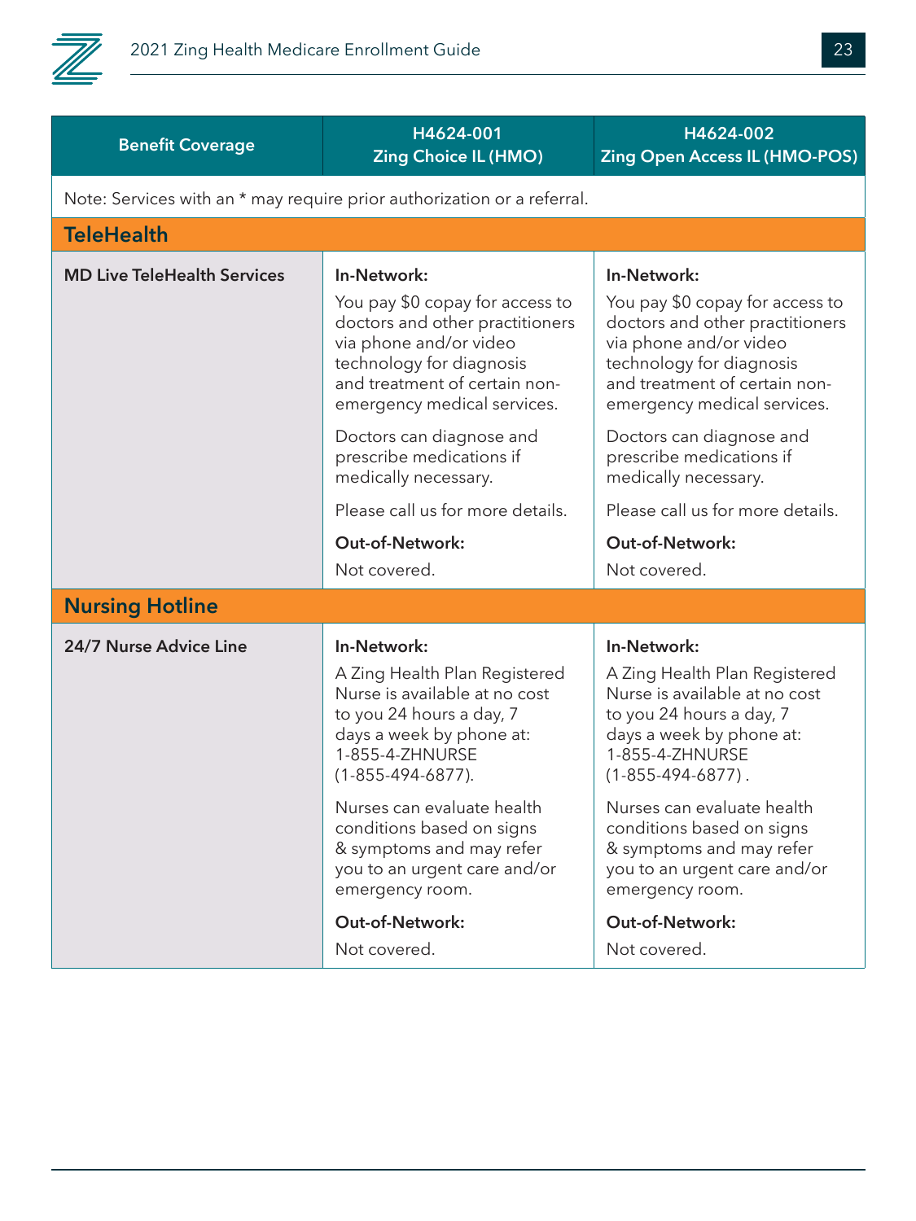| Benefit Coverage | H4624-001 Zing Choice IL (HMO) | H4624-002 Zing Open Access IL (HMO-POS) |
|---|---|---|
| Note: Services with an * may require prior authorization or a referral. | | |
| **TeleHealth** | | |
| **MD Live TeleHealth Services** | **In-Network:**<br>You pay $0 copay for access to doctors and other practitioners via phone and/or video technology for diagnosis and treatment of certain non-emergency medical services.<br>Doctors can diagnose and prescribe medications if medically necessary.<br>Please call us for more details.<br>**Out-of-Network:**<br>Not covered. | **In-Network:**<br>You pay $0 copay for access to doctors and other practitioners via phone and/or video technology for diagnosis and treatment of certain non-emergency medical services.<br>Doctors can diagnose and prescribe medications if medically necessary.<br>Please call us for more details.<br>**Out-of-Network:**<br>Not covered. |
| **Nursing Hotline** | | |
| **24/7 Nurse Advice Line** | **In-Network:**<br>A Zing Health Plan Registered Nurse is available at no cost to you 24 hours a day, 7 days a week by phone at: 1-855-4-ZHNURSE (1-855-494-6877).<br>Nurses can evaluate health conditions based on signs & symptoms and may refer you to an urgent care and/or emergency room.<br>**Out-of-Network:**<br>Not covered. | **In-Network:**<br>A Zing Health Plan Registered Nurse is available at no cost to you 24 hours a day, 7 days a week by phone at: 1-855-4-ZHNURSE (1-855-494-6877) .<br>Nurses can evaluate health conditions based on signs & symptoms and may refer you to an urgent care and/or emergency room.<br>**Out-of-Network:**<br>Not covered. |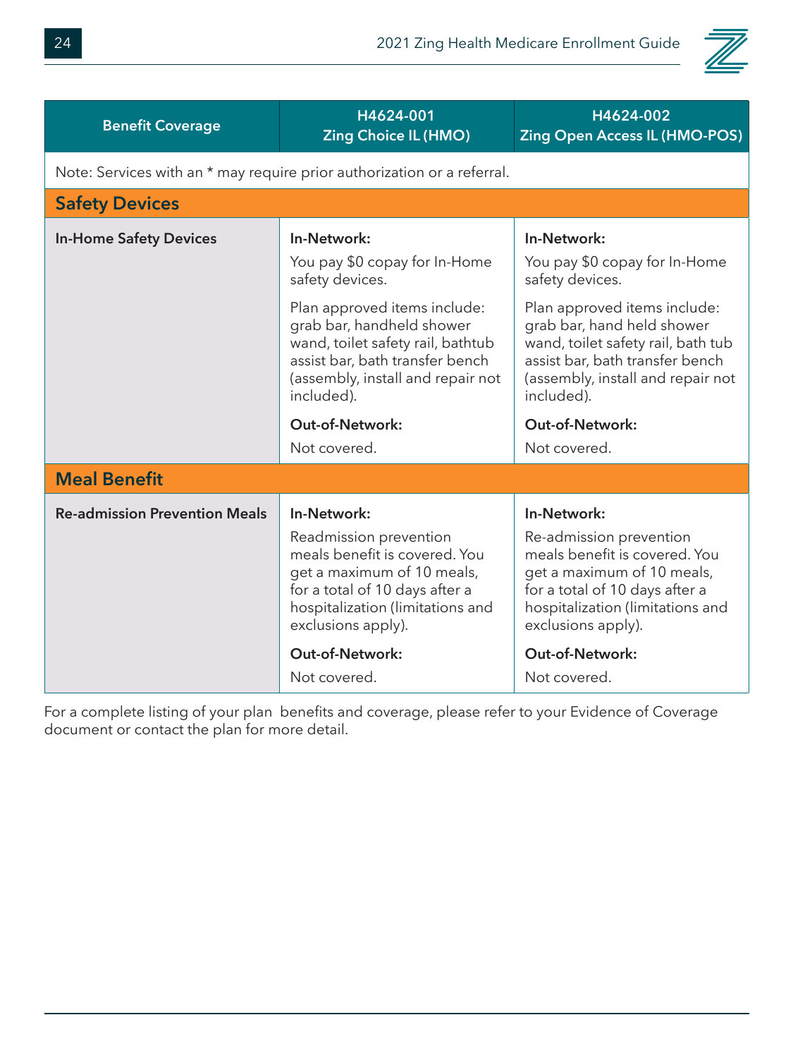| Benefit Coverage | H4624-001 Zing Choice IL (HMO) | H4624-002 Zing Open Access IL (HMO-POS) |
|---|---|---|
| Note: Services with an * may require prior authorization or a referral. | | |
| **Safety Devices** | | |
| **In-Home Safety Devices** | **In-Network:** You pay $0 copay for In-Home safety devices. Plan approved items include: grab bar, handheld shower wand, toilet safety rail, bathtub assist bar, bath transfer bench (assembly, install and repair not included). **Out-of-Network:** Not covered. | **In-Network:** You pay $0 copay for In-Home safety devices. Plan approved items include: grab bar, hand held shower wand, toilet safety rail, bath tub assist bar, bath transfer bench (assembly, install and repair not included). **Out-of-Network:** Not covered. |
| **Meal Benefit** | | |
| **Re-admission Prevention Meals** | **In-Network:** Readmission prevention meals benefit is covered. You get a maximum of 10 meals, for a total of 10 days after a hospitalization (limitations and exclusions apply). **Out-of-Network:** Not covered. | **In-Network:** Re-admission prevention meals benefit is covered. You get a maximum of 10 meals, for a total of 10 days after a hospitalization (limitations and exclusions apply). **Out-of-Network:** Not covered. |

For a complete listing of your plan benefits and coverage, please refer to your Evidence of Coverage document or contact the plan for more detail.